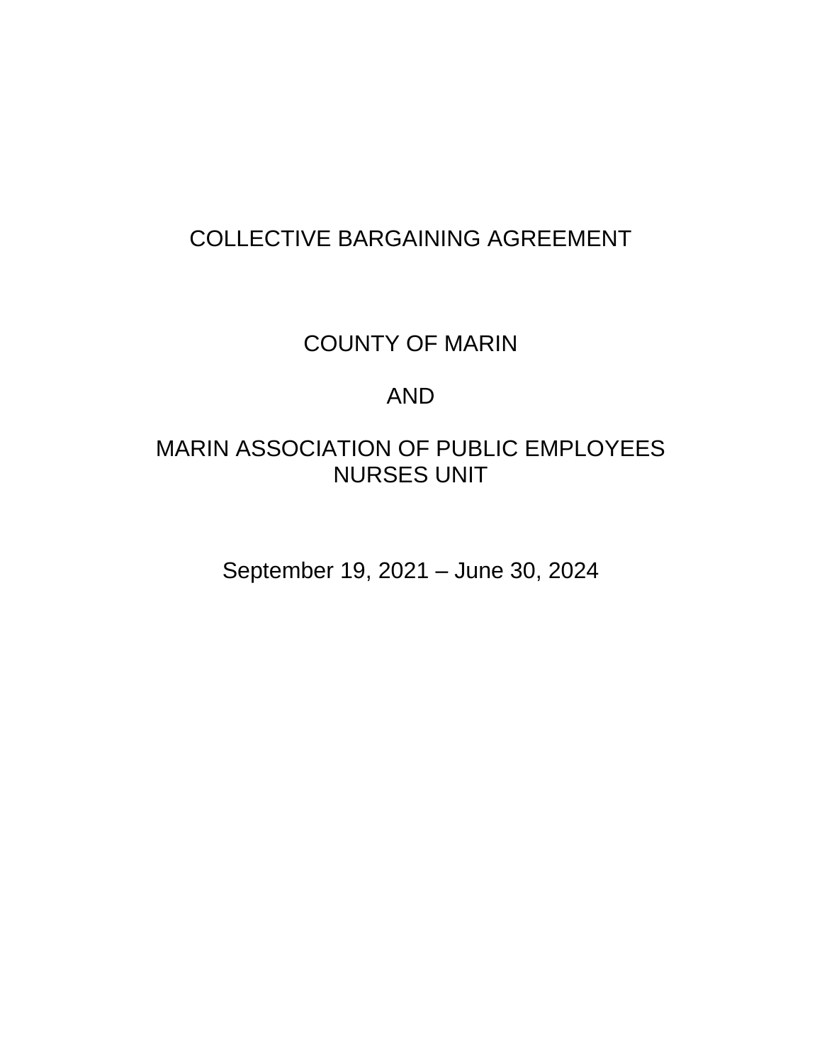# COLLECTIVE BARGAINING AGREEMENT

## COUNTY OF MARIN

## AND

## MARIN ASSOCIATION OF PUBLIC EMPLOYEES NURSES UNIT

September 19, 2021 – June 30, 2024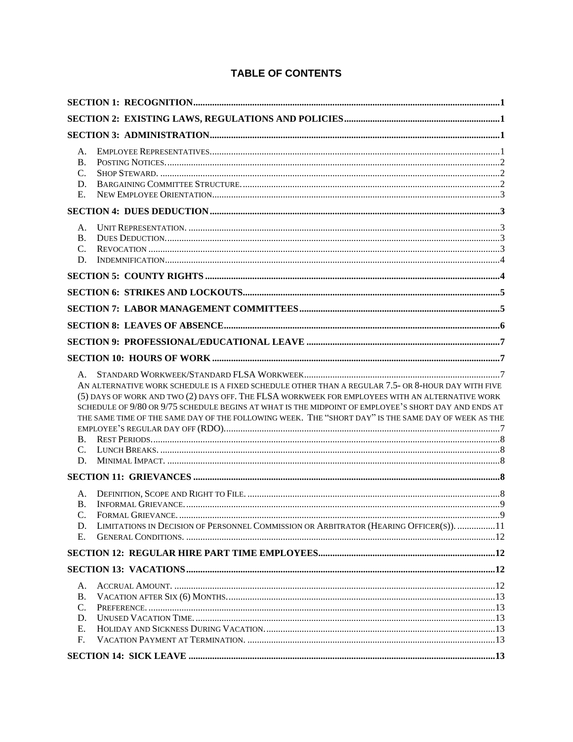# TABLE OF CONTENTS

**SECTION 1: RECOGNITION** ........ **1**

**SECTION 2: EXISTING LAWS, REGULATIONS AND POLICIES** ........ **1**

**SECTION 3: ADMINISTRATION** ........ **1**

- A. EMPLOYEE REPRESENTATIVES ........ 1
- B. POSTING NOTICES ........ 2
- C. SHOP STEWARD ........ 2
- D. BARGAINING COMMITTEE STRUCTURE ........ 2
- E. NEW EMPLOYEE ORIENTATION ........ 3

**SECTION 4: DUES DEDUCTION** ........ **3**

- A. UNIT REPRESENTATION ........ 3
- B. DUES DEDUCTION ........ 3
- C. REVOCATION ........ 3
- D. INDEMNIFICATION ........ 4

**SECTION 5: COUNTY RIGHTS** ........ **4**

**SECTION 6: STRIKES AND LOCKOUTS** ........ **5**

**SECTION 7: LABOR MANAGEMENT COMMITTEES** ........ **5**

**SECTION 8: LEAVES OF ABSENCE** ........ **6**

**SECTION 9: PROFESSIONAL/EDUCATIONAL LEAVE** ........ **7**

**SECTION 10: HOURS OF WORK** ........ **7**

- A. STANDARD WORKWEEK/STANDARD FLSA WORKWEEK ........ 7
  AN ALTERNATIVE WORK SCHEDULE IS A FIXED SCHEDULE OTHER THAN A REGULAR 7.5- OR 8-HOUR DAY WITH FIVE (5) DAYS OF WORK AND TWO (2) DAYS OFF. THE FLSA WORKWEEK FOR EMPLOYEES WITH AN ALTERNATIVE WORK SCHEDULE OF 9/80 OR 9/75 SCHEDULE BEGINS AT WHAT IS THE MIDPOINT OF EMPLOYEE'S SHORT DAY AND ENDS AT THE SAME TIME OF THE SAME DAY OF THE FOLLOWING WEEK. THE "SHORT DAY" IS THE SAME DAY OF WEEK AS THE EMPLOYEE'S REGULAR DAY OFF (RDO) ........ 7
- B. REST PERIODS ........ 8
- C. LUNCH BREAKS ........ 8
- D. MINIMAL IMPACT ........ 8

**SECTION 11: GRIEVANCES** ........ **8**

- A. DEFINITION, SCOPE AND RIGHT TO FILE ........ 8
- B. INFORMAL GRIEVANCE ........ 9
- C. FORMAL GRIEVANCE ........ 9
- D. LIMITATIONS IN DECISION OF PERSONNEL COMMISSION OR ARBITRATOR (HEARING OFFICER(S)) ........ 11
- E. GENERAL CONDITIONS ........ 12

**SECTION 12: REGULAR HIRE PART TIME EMPLOYEES** ........ **12**

**SECTION 13: VACATIONS** ........ **12**

- A. ACCRUAL AMOUNT ........ 12
- B. VACATION AFTER SIX (6) MONTHS ........ 13
- C. PREFERENCE ........ 13
- D. UNUSED VACATION TIME ........ 13
- E. HOLIDAY AND SICKNESS DURING VACATION ........ 13
- F. VACATION PAYMENT AT TERMINATION ........ 13

**SECTION 14: SICK LEAVE** ........ **13**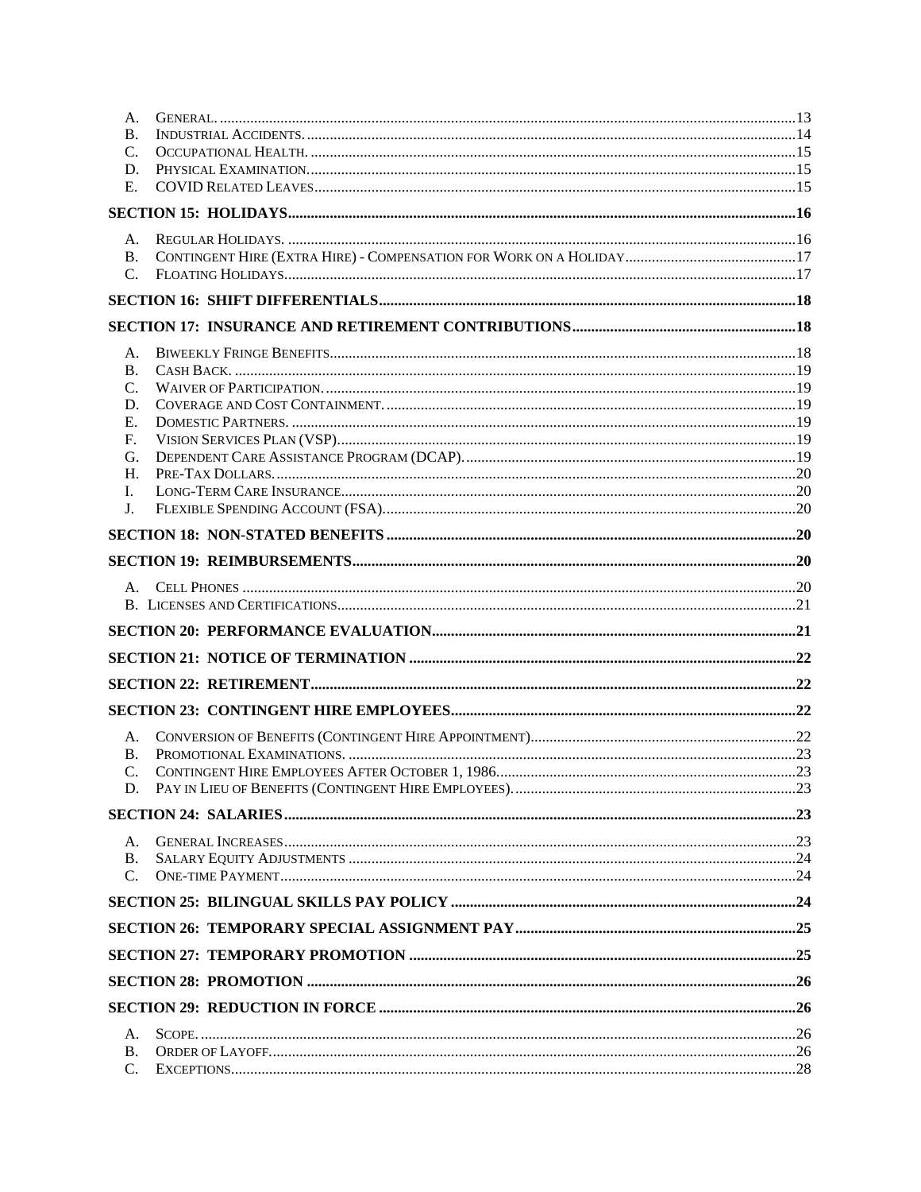A. General. ....13
B. Industrial Accidents. ....14
C. Occupational Health. ....15
D. Physical Examination. ....15
E. COVID Related Leaves ....15

**SECTION 15: HOLIDAYS ....16**

A. Regular Holidays. ....16
B. Contingent Hire (Extra Hire) - Compensation for Work on a Holiday ....17
C. Floating Holidays ....17

**SECTION 16: SHIFT DIFFERENTIALS ....18**

**SECTION 17: INSURANCE AND RETIREMENT CONTRIBUTIONS ....18**

A. Biweekly Fringe Benefits ....18
B. Cash Back. ....19
C. Waiver of Participation. ....19
D. Coverage and Cost Containment. ....19
E. Domestic Partners. ....19
F. Vision Services Plan (VSP) ....19
G. Dependent Care Assistance Program (DCAP) ....19
H. Pre-Tax Dollars. ....20
I. Long-Term Care Insurance ....20
J. Flexible Spending Account (FSA) ....20

**SECTION 18: NON-STATED BENEFITS ....20**

**SECTION 19: REIMBURSEMENTS ....20**

A. Cell Phones ....20
B. Licenses and Certifications ....21

**SECTION 20: PERFORMANCE EVALUATION ....21**

**SECTION 21: NOTICE OF TERMINATION ....22**

**SECTION 22: RETIREMENT ....22**

**SECTION 23: CONTINGENT HIRE EMPLOYEES ....22**

A. Conversion of Benefits (Contingent Hire Appointment) ....22
B. Promotional Examinations. ....23
C. Contingent Hire Employees After October 1, 1986 ....23
D. Pay in Lieu of Benefits (Contingent Hire Employees). ....23

**SECTION 24: SALARIES ....23**

A. General Increases ....23
B. Salary Equity Adjustments ....24
C. One-time Payment ....24

**SECTION 25: BILINGUAL SKILLS PAY POLICY ....24**

**SECTION 26: TEMPORARY SPECIAL ASSIGNMENT PAY ....25**

**SECTION 27: TEMPORARY PROMOTION ....25**

**SECTION 28: PROMOTION ....26**

**SECTION 29: REDUCTION IN FORCE ....26**

A. Scope. ....26
B. Order of Layoff. ....26
C. Exceptions ....28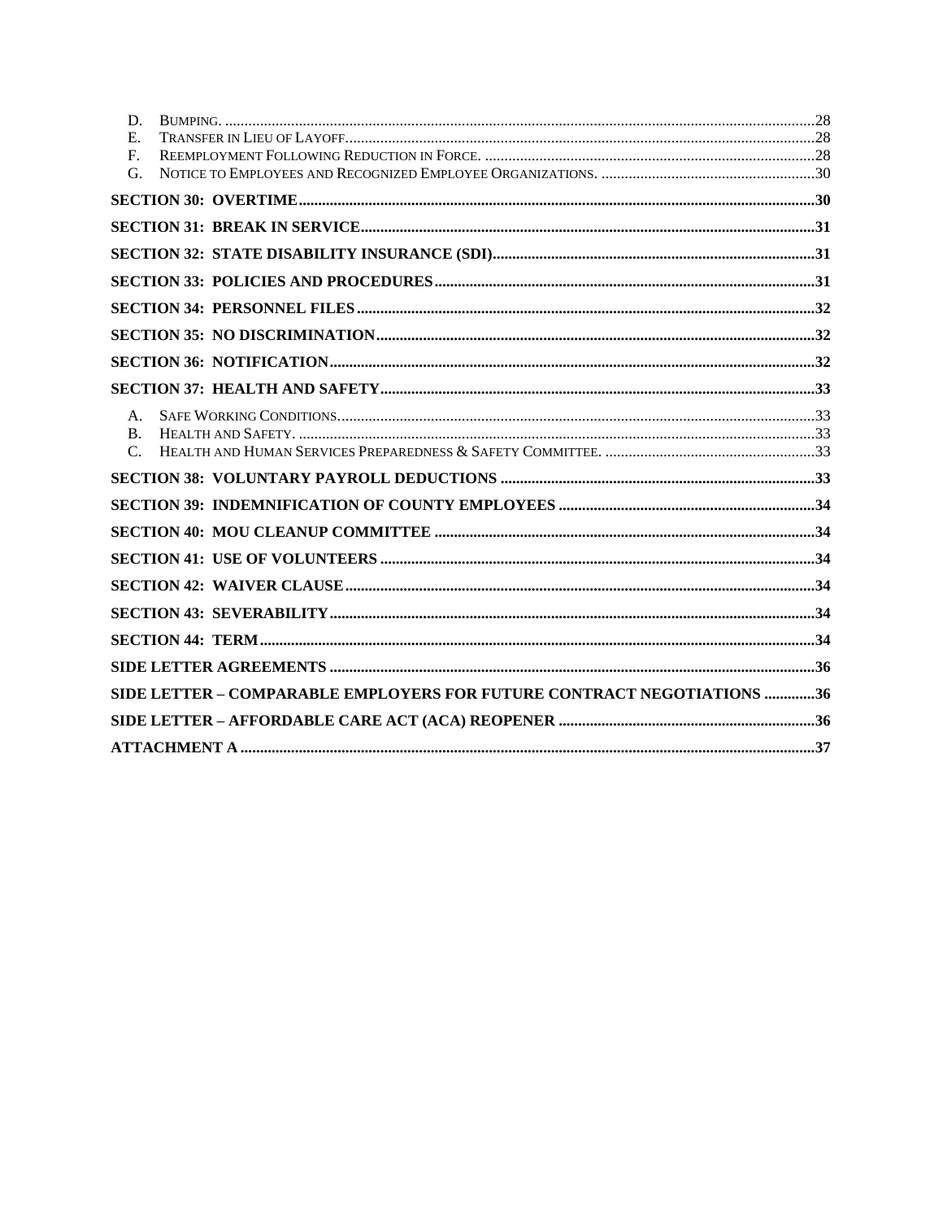D. Bumping. ..... 28
E. Transfer in Lieu of Layoff ..... 28
F. Reemployment Following Reduction in Force. ..... 28
G. Notice to Employees and Recognized Employee Organizations. ..... 30

**SECTION 30: OVERTIME ..... 30**

**SECTION 31: BREAK IN SERVICE ..... 31**

**SECTION 32: STATE DISABILITY INSURANCE (SDI) ..... 31**

**SECTION 33: POLICIES AND PROCEDURES ..... 31**

**SECTION 34: PERSONNEL FILES ..... 32**

**SECTION 35: NO DISCRIMINATION ..... 32**

**SECTION 36: NOTIFICATION ..... 32**

**SECTION 37: HEALTH AND SAFETY ..... 33**

A. Safe Working Conditions ..... 33
B. Health and Safety. ..... 33
C. Health and Human Services Preparedness & Safety Committee. ..... 33

**SECTION 38: VOLUNTARY PAYROLL DEDUCTIONS ..... 33**

**SECTION 39: INDEMNIFICATION OF COUNTY EMPLOYEES ..... 34**

**SECTION 40: MOU CLEANUP COMMITTEE ..... 34**

**SECTION 41: USE OF VOLUNTEERS ..... 34**

**SECTION 42: WAIVER CLAUSE ..... 34**

**SECTION 43: SEVERABILITY ..... 34**

**SECTION 44: TERM ..... 34**

**SIDE LETTER AGREEMENTS ..... 36**

**SIDE LETTER – COMPARABLE EMPLOYERS FOR FUTURE CONTRACT NEGOTIATIONS ..... 36**

**SIDE LETTER – AFFORDABLE CARE ACT (ACA) REOPENER ..... 36**

**ATTACHMENT A ..... 37**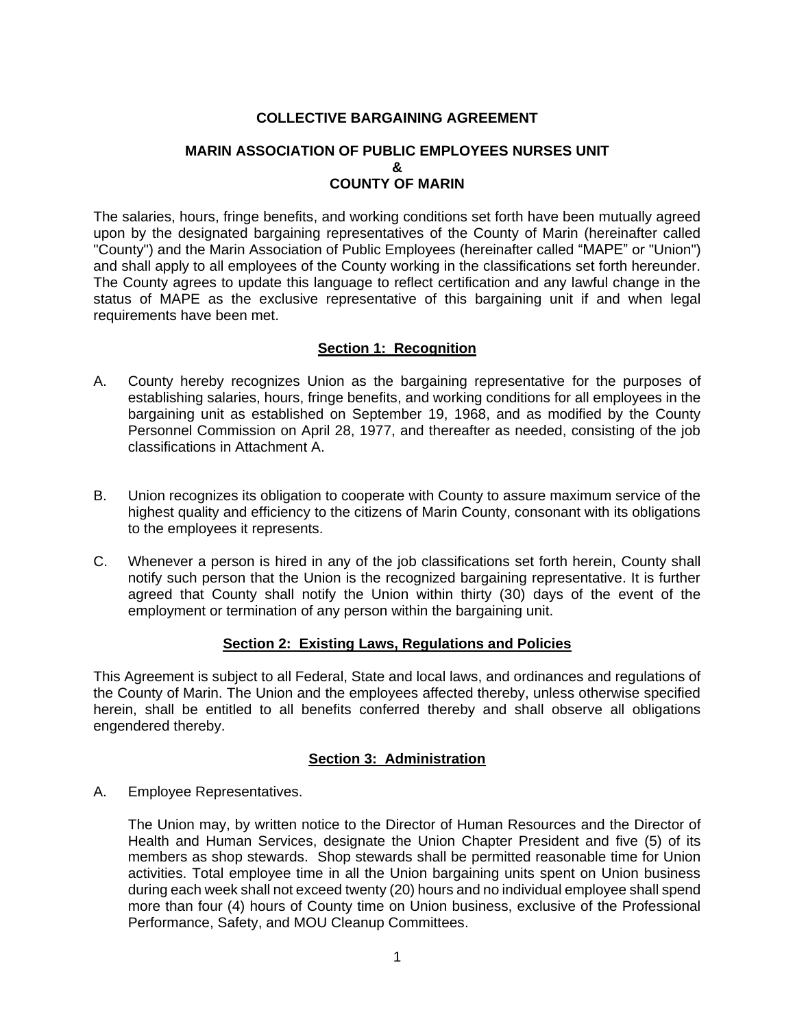**COLLECTIVE BARGAINING AGREEMENT**

**MARIN ASSOCIATION OF PUBLIC EMPLOYEES NURSES UNIT**
**&**
**COUNTY OF MARIN**

The salaries, hours, fringe benefits, and working conditions set forth have been mutually agreed upon by the designated bargaining representatives of the County of Marin (hereinafter called "County") and the Marin Association of Public Employees (hereinafter called "MAPE" or "Union") and shall apply to all employees of the County working in the classifications set forth hereunder. The County agrees to update this language to reflect certification and any lawful change in the status of MAPE as the exclusive representative of this bargaining unit if and when legal requirements have been met.

## Section 1: Recognition

A. County hereby recognizes Union as the bargaining representative for the purposes of establishing salaries, hours, fringe benefits, and working conditions for all employees in the bargaining unit as established on September 19, 1968, and as modified by the County Personnel Commission on April 28, 1977, and thereafter as needed, consisting of the job classifications in Attachment A.

B. Union recognizes its obligation to cooperate with County to assure maximum service of the highest quality and efficiency to the citizens of Marin County, consonant with its obligations to the employees it represents.

C. Whenever a person is hired in any of the job classifications set forth herein, County shall notify such person that the Union is the recognized bargaining representative. It is further agreed that County shall notify the Union within thirty (30) days of the event of the employment or termination of any person within the bargaining unit.

## Section 2: Existing Laws, Regulations and Policies

This Agreement is subject to all Federal, State and local laws, and ordinances and regulations of the County of Marin. The Union and the employees affected thereby, unless otherwise specified herein, shall be entitled to all benefits conferred thereby and shall observe all obligations engendered thereby.

## Section 3: Administration

A. Employee Representatives.

The Union may, by written notice to the Director of Human Resources and the Director of Health and Human Services, designate the Union Chapter President and five (5) of its members as shop stewards. Shop stewards shall be permitted reasonable time for Union activities. Total employee time in all the Union bargaining units spent on Union business during each week shall not exceed twenty (20) hours and no individual employee shall spend more than four (4) hours of County time on Union business, exclusive of the Professional Performance, Safety, and MOU Cleanup Committees.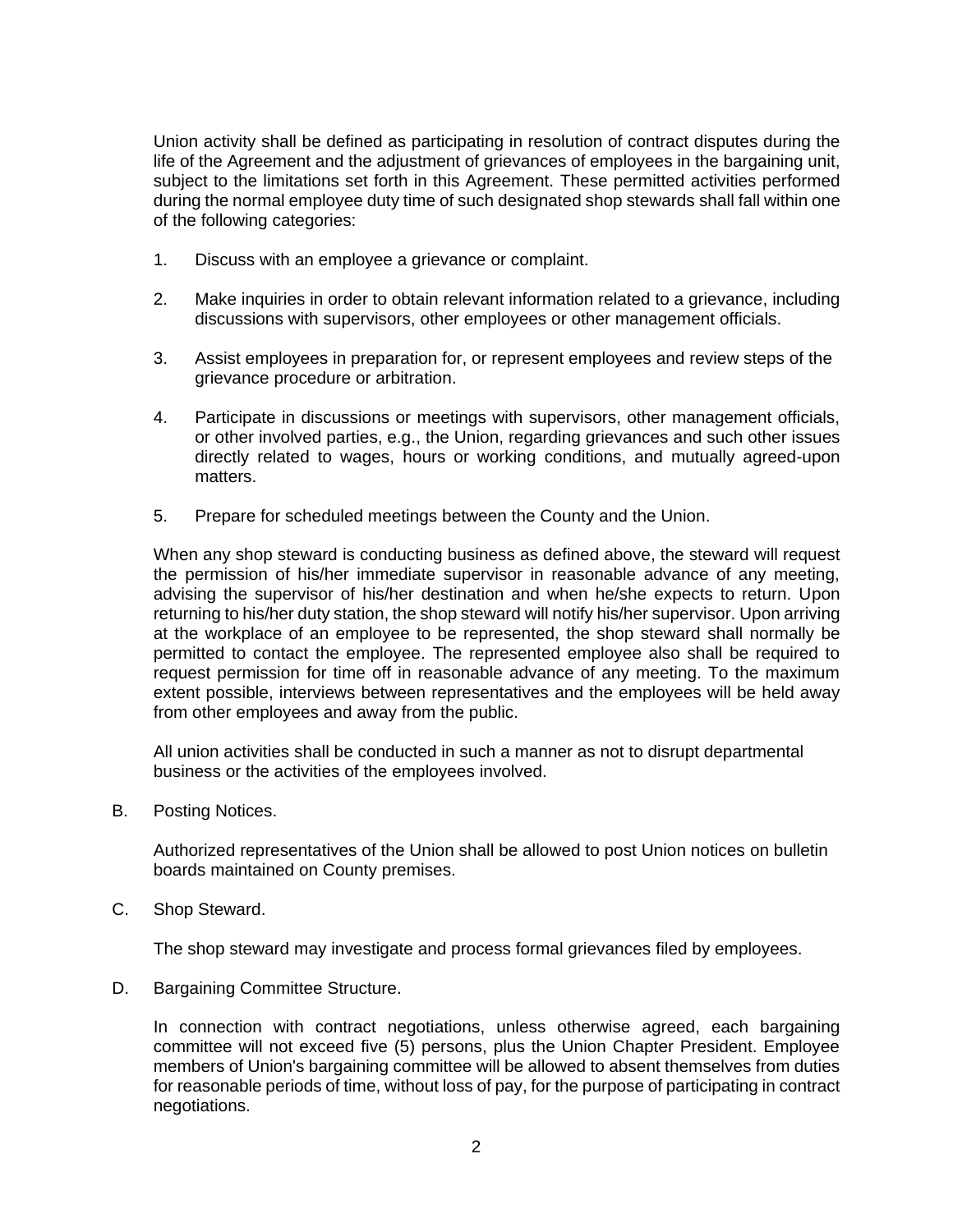Union activity shall be defined as participating in resolution of contract disputes during the life of the Agreement and the adjustment of grievances of employees in the bargaining unit, subject to the limitations set forth in this Agreement. These permitted activities performed during the normal employee duty time of such designated shop stewards shall fall within one of the following categories:

1. Discuss with an employee a grievance or complaint.

2. Make inquiries in order to obtain relevant information related to a grievance, including discussions with supervisors, other employees or other management officials.

3. Assist employees in preparation for, or represent employees and review steps of the grievance procedure or arbitration.

4. Participate in discussions or meetings with supervisors, other management officials, or other involved parties, e.g., the Union, regarding grievances and such other issues directly related to wages, hours or working conditions, and mutually agreed-upon matters.

5. Prepare for scheduled meetings between the County and the Union.

When any shop steward is conducting business as defined above, the steward will request the permission of his/her immediate supervisor in reasonable advance of any meeting, advising the supervisor of his/her destination and when he/she expects to return. Upon returning to his/her duty station, the shop steward will notify his/her supervisor. Upon arriving at the workplace of an employee to be represented, the shop steward shall normally be permitted to contact the employee. The represented employee also shall be required to request permission for time off in reasonable advance of any meeting. To the maximum extent possible, interviews between representatives and the employees will be held away from other employees and away from the public.

All union activities shall be conducted in such a manner as not to disrupt departmental business or the activities of the employees involved.

B. Posting Notices.

Authorized representatives of the Union shall be allowed to post Union notices on bulletin boards maintained on County premises.

C. Shop Steward.

The shop steward may investigate and process formal grievances filed by employees.

D. Bargaining Committee Structure.

In connection with contract negotiations, unless otherwise agreed, each bargaining committee will not exceed five (5) persons, plus the Union Chapter President. Employee members of Union's bargaining committee will be allowed to absent themselves from duties for reasonable periods of time, without loss of pay, for the purpose of participating in contract negotiations.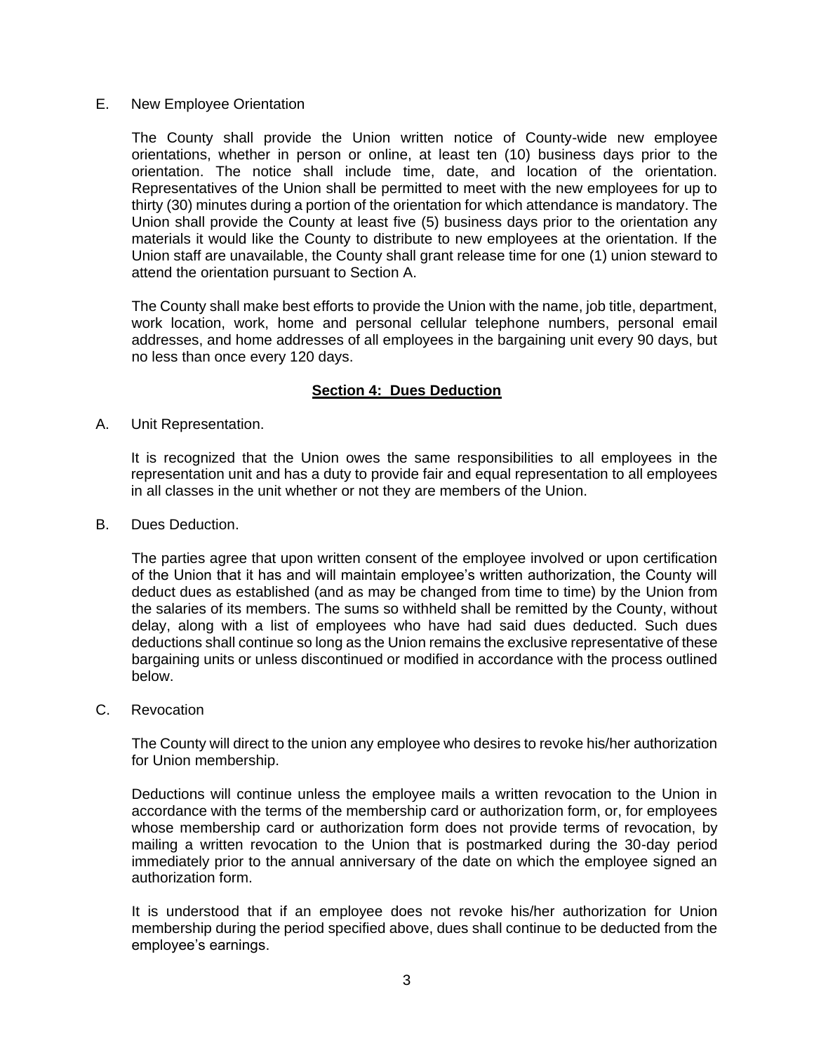E. New Employee Orientation

The County shall provide the Union written notice of County-wide new employee orientations, whether in person or online, at least ten (10) business days prior to the orientation. The notice shall include time, date, and location of the orientation. Representatives of the Union shall be permitted to meet with the new employees for up to thirty (30) minutes during a portion of the orientation for which attendance is mandatory. The Union shall provide the County at least five (5) business days prior to the orientation any materials it would like the County to distribute to new employees at the orientation. If the Union staff are unavailable, the County shall grant release time for one (1) union steward to attend the orientation pursuant to Section A.

The County shall make best efforts to provide the Union with the name, job title, department, work location, work, home and personal cellular telephone numbers, personal email addresses, and home addresses of all employees in the bargaining unit every 90 days, but no less than once every 120 days.

## Section 4: Dues Deduction

A. Unit Representation.

It is recognized that the Union owes the same responsibilities to all employees in the representation unit and has a duty to provide fair and equal representation to all employees in all classes in the unit whether or not they are members of the Union.

B. Dues Deduction.

The parties agree that upon written consent of the employee involved or upon certification of the Union that it has and will maintain employee's written authorization, the County will deduct dues as established (and as may be changed from time to time) by the Union from the salaries of its members. The sums so withheld shall be remitted by the County, without delay, along with a list of employees who have had said dues deducted. Such dues deductions shall continue so long as the Union remains the exclusive representative of these bargaining units or unless discontinued or modified in accordance with the process outlined below.

C. Revocation

The County will direct to the union any employee who desires to revoke his/her authorization for Union membership.

Deductions will continue unless the employee mails a written revocation to the Union in accordance with the terms of the membership card or authorization form, or, for employees whose membership card or authorization form does not provide terms of revocation, by mailing a written revocation to the Union that is postmarked during the 30-day period immediately prior to the annual anniversary of the date on which the employee signed an authorization form.

It is understood that if an employee does not revoke his/her authorization for Union membership during the period specified above, dues shall continue to be deducted from the employee's earnings.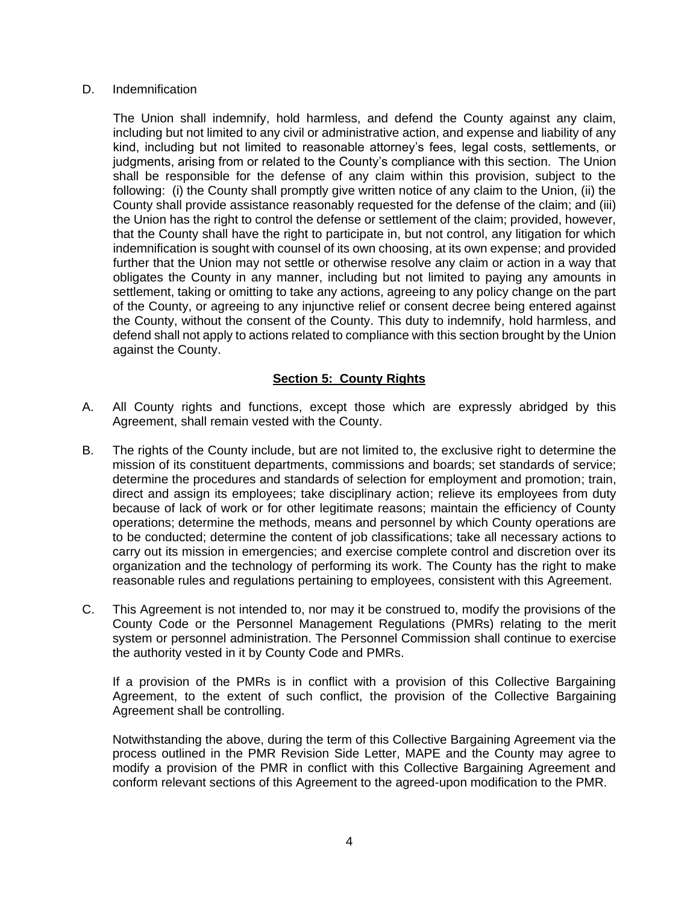D. Indemnification

The Union shall indemnify, hold harmless, and defend the County against any claim, including but not limited to any civil or administrative action, and expense and liability of any kind, including but not limited to reasonable attorney's fees, legal costs, settlements, or judgments, arising from or related to the County's compliance with this section. The Union shall be responsible for the defense of any claim within this provision, subject to the following: (i) the County shall promptly give written notice of any claim to the Union, (ii) the County shall provide assistance reasonably requested for the defense of the claim; and (iii) the Union has the right to control the defense or settlement of the claim; provided, however, that the County shall have the right to participate in, but not control, any litigation for which indemnification is sought with counsel of its own choosing, at its own expense; and provided further that the Union may not settle or otherwise resolve any claim or action in a way that obligates the County in any manner, including but not limited to paying any amounts in settlement, taking or omitting to take any actions, agreeing to any policy change on the part of the County, or agreeing to any injunctive relief or consent decree being entered against the County, without the consent of the County. This duty to indemnify, hold harmless, and defend shall not apply to actions related to compliance with this section brought by the Union against the County.

## Section 5: County Rights

A. All County rights and functions, except those which are expressly abridged by this Agreement, shall remain vested with the County.

B. The rights of the County include, but are not limited to, the exclusive right to determine the mission of its constituent departments, commissions and boards; set standards of service; determine the procedures and standards of selection for employment and promotion; train, direct and assign its employees; take disciplinary action; relieve its employees from duty because of lack of work or for other legitimate reasons; maintain the efficiency of County operations; determine the methods, means and personnel by which County operations are to be conducted; determine the content of job classifications; take all necessary actions to carry out its mission in emergencies; and exercise complete control and discretion over its organization and the technology of performing its work. The County has the right to make reasonable rules and regulations pertaining to employees, consistent with this Agreement.

C. This Agreement is not intended to, nor may it be construed to, modify the provisions of the County Code or the Personnel Management Regulations (PMRs) relating to the merit system or personnel administration. The Personnel Commission shall continue to exercise the authority vested in it by County Code and PMRs.

   If a provision of the PMRs is in conflict with a provision of this Collective Bargaining Agreement, to the extent of such conflict, the provision of the Collective Bargaining Agreement shall be controlling.

   Notwithstanding the above, during the term of this Collective Bargaining Agreement via the process outlined in the PMR Revision Side Letter, MAPE and the County may agree to modify a provision of the PMR in conflict with this Collective Bargaining Agreement and conform relevant sections of this Agreement to the agreed-upon modification to the PMR.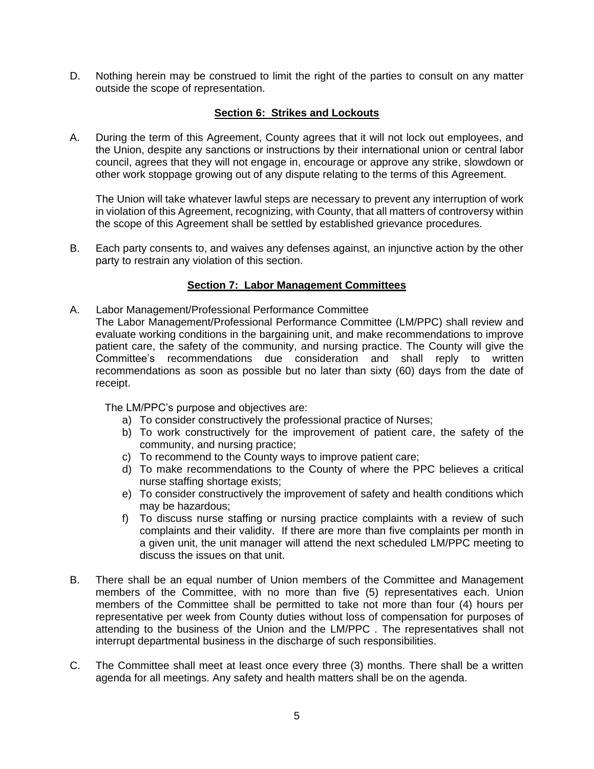D. Nothing herein may be construed to limit the right of the parties to consult on any matter outside the scope of representation.

## Section 6: Strikes and Lockouts

A. During the term of this Agreement, County agrees that it will not lock out employees, and the Union, despite any sanctions or instructions by their international union or central labor council, agrees that they will not engage in, encourage or approve any strike, slowdown or other work stoppage growing out of any dispute relating to the terms of this Agreement.

The Union will take whatever lawful steps are necessary to prevent any interruption of work in violation of this Agreement, recognizing, with County, that all matters of controversy within the scope of this Agreement shall be settled by established grievance procedures.

B. Each party consents to, and waives any defenses against, an injunctive action by the other party to restrain any violation of this section.

## Section 7: Labor Management Committees

A. Labor Management/Professional Performance Committee

The Labor Management/Professional Performance Committee (LM/PPC) shall review and evaluate working conditions in the bargaining unit, and make recommendations to improve patient care, the safety of the community, and nursing practice. The County will give the Committee's recommendations due consideration and shall reply to written recommendations as soon as possible but no later than sixty (60) days from the date of receipt.

The LM/PPC's purpose and objectives are:

a) To consider constructively the professional practice of Nurses;
b) To work constructively for the improvement of patient care, the safety of the community, and nursing practice;
c) To recommend to the County ways to improve patient care;
d) To make recommendations to the County of where the PPC believes a critical nurse staffing shortage exists;
e) To consider constructively the improvement of safety and health conditions which may be hazardous;
f) To discuss nurse staffing or nursing practice complaints with a review of such complaints and their validity. If there are more than five complaints per month in a given unit, the unit manager will attend the next scheduled LM/PPC meeting to discuss the issues on that unit.

B. There shall be an equal number of Union members of the Committee and Management members of the Committee, with no more than five (5) representatives each. Union members of the Committee shall be permitted to take not more than four (4) hours per representative per week from County duties without loss of compensation for purposes of attending to the business of the Union and the LM/PPC . The representatives shall not interrupt departmental business in the discharge of such responsibilities.

C. The Committee shall meet at least once every three (3) months. There shall be a written agenda for all meetings. Any safety and health matters shall be on the agenda.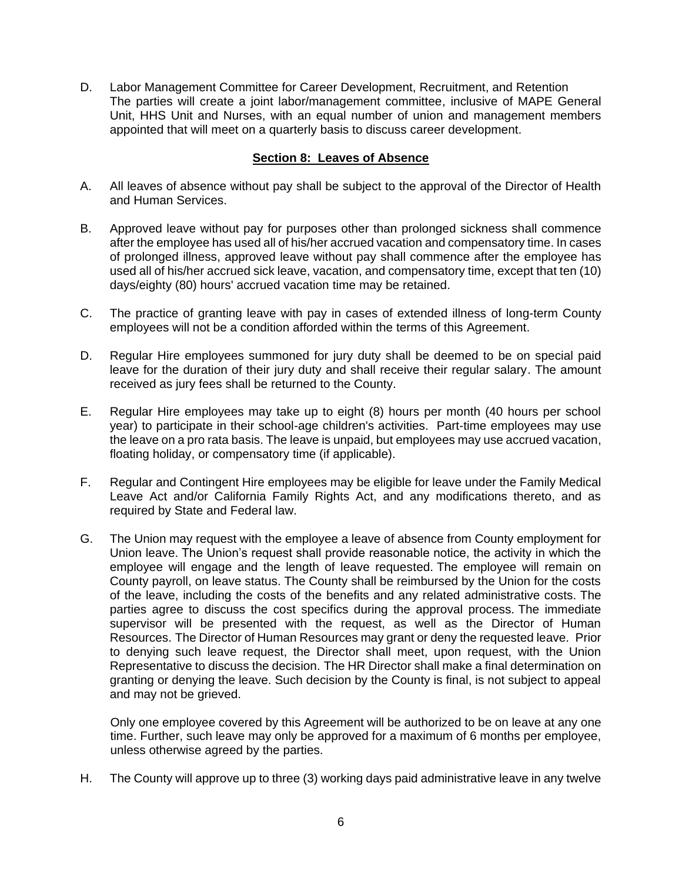D. Labor Management Committee for Career Development, Recruitment, and Retention
The parties will create a joint labor/management committee, inclusive of MAPE General Unit, HHS Unit and Nurses, with an equal number of union and management members appointed that will meet on a quarterly basis to discuss career development.

## Section 8: Leaves of Absence

A. All leaves of absence without pay shall be subject to the approval of the Director of Health and Human Services.

B. Approved leave without pay for purposes other than prolonged sickness shall commence after the employee has used all of his/her accrued vacation and compensatory time. In cases of prolonged illness, approved leave without pay shall commence after the employee has used all of his/her accrued sick leave, vacation, and compensatory time, except that ten (10) days/eighty (80) hours' accrued vacation time may be retained.

C. The practice of granting leave with pay in cases of extended illness of long-term County employees will not be a condition afforded within the terms of this Agreement.

D. Regular Hire employees summoned for jury duty shall be deemed to be on special paid leave for the duration of their jury duty and shall receive their regular salary. The amount received as jury fees shall be returned to the County.

E. Regular Hire employees may take up to eight (8) hours per month (40 hours per school year) to participate in their school-age children's activities. Part-time employees may use the leave on a pro rata basis. The leave is unpaid, but employees may use accrued vacation, floating holiday, or compensatory time (if applicable).

F. Regular and Contingent Hire employees may be eligible for leave under the Family Medical Leave Act and/or California Family Rights Act, and any modifications thereto, and as required by State and Federal law.

G. The Union may request with the employee a leave of absence from County employment for Union leave. The Union's request shall provide reasonable notice, the activity in which the employee will engage and the length of leave requested. The employee will remain on County payroll, on leave status. The County shall be reimbursed by the Union for the costs of the leave, including the costs of the benefits and any related administrative costs. The parties agree to discuss the cost specifics during the approval process. The immediate supervisor will be presented with the request, as well as the Director of Human Resources. The Director of Human Resources may grant or deny the requested leave. Prior to denying such leave request, the Director shall meet, upon request, with the Union Representative to discuss the decision. The HR Director shall make a final determination on granting or denying the leave. Such decision by the County is final, is not subject to appeal and may not be grieved.

   Only one employee covered by this Agreement will be authorized to be on leave at any one time. Further, such leave may only be approved for a maximum of 6 months per employee, unless otherwise agreed by the parties.

H. The County will approve up to three (3) working days paid administrative leave in any twelve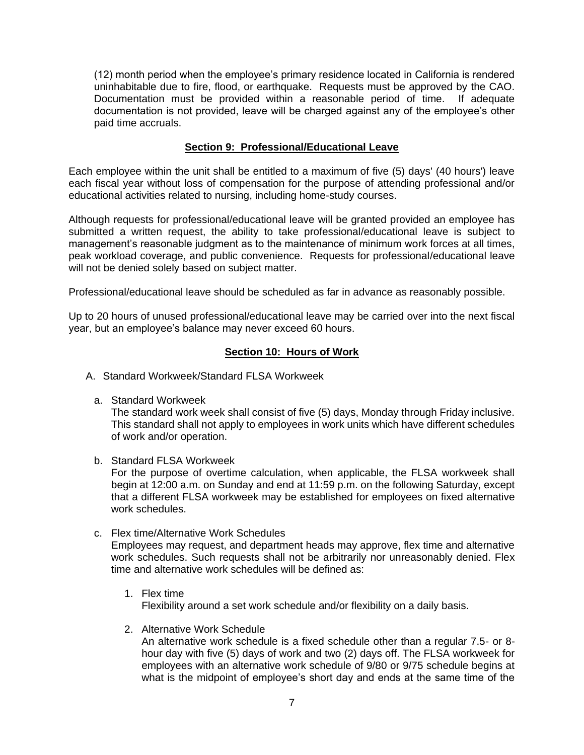(12) month period when the employee's primary residence located in California is rendered uninhabitable due to fire, flood, or earthquake. Requests must be approved by the CAO. Documentation must be provided within a reasonable period of time. If adequate documentation is not provided, leave will be charged against any of the employee's other paid time accruals.

## Section 9: Professional/Educational Leave

Each employee within the unit shall be entitled to a maximum of five (5) days' (40 hours') leave each fiscal year without loss of compensation for the purpose of attending professional and/or educational activities related to nursing, including home-study courses.

Although requests for professional/educational leave will be granted provided an employee has submitted a written request, the ability to take professional/educational leave is subject to management's reasonable judgment as to the maintenance of minimum work forces at all times, peak workload coverage, and public convenience. Requests for professional/educational leave will not be denied solely based on subject matter.

Professional/educational leave should be scheduled as far in advance as reasonably possible.

Up to 20 hours of unused professional/educational leave may be carried over into the next fiscal year, but an employee's balance may never exceed 60 hours.

## Section 10: Hours of Work

A. Standard Workweek/Standard FLSA Workweek

a. Standard Workweek
The standard work week shall consist of five (5) days, Monday through Friday inclusive. This standard shall not apply to employees in work units which have different schedules of work and/or operation.

b. Standard FLSA Workweek
For the purpose of overtime calculation, when applicable, the FLSA workweek shall begin at 12:00 a.m. on Sunday and end at 11:59 p.m. on the following Saturday, except that a different FLSA workweek may be established for employees on fixed alternative work schedules.

c. Flex time/Alternative Work Schedules
Employees may request, and department heads may approve, flex time and alternative work schedules. Such requests shall not be arbitrarily nor unreasonably denied. Flex time and alternative work schedules will be defined as:

1. Flex time
Flexibility around a set work schedule and/or flexibility on a daily basis.

2. Alternative Work Schedule
An alternative work schedule is a fixed schedule other than a regular 7.5- or 8-hour day with five (5) days of work and two (2) days off. The FLSA workweek for employees with an alternative work schedule of 9/80 or 9/75 schedule begins at what is the midpoint of employee's short day and ends at the same time of the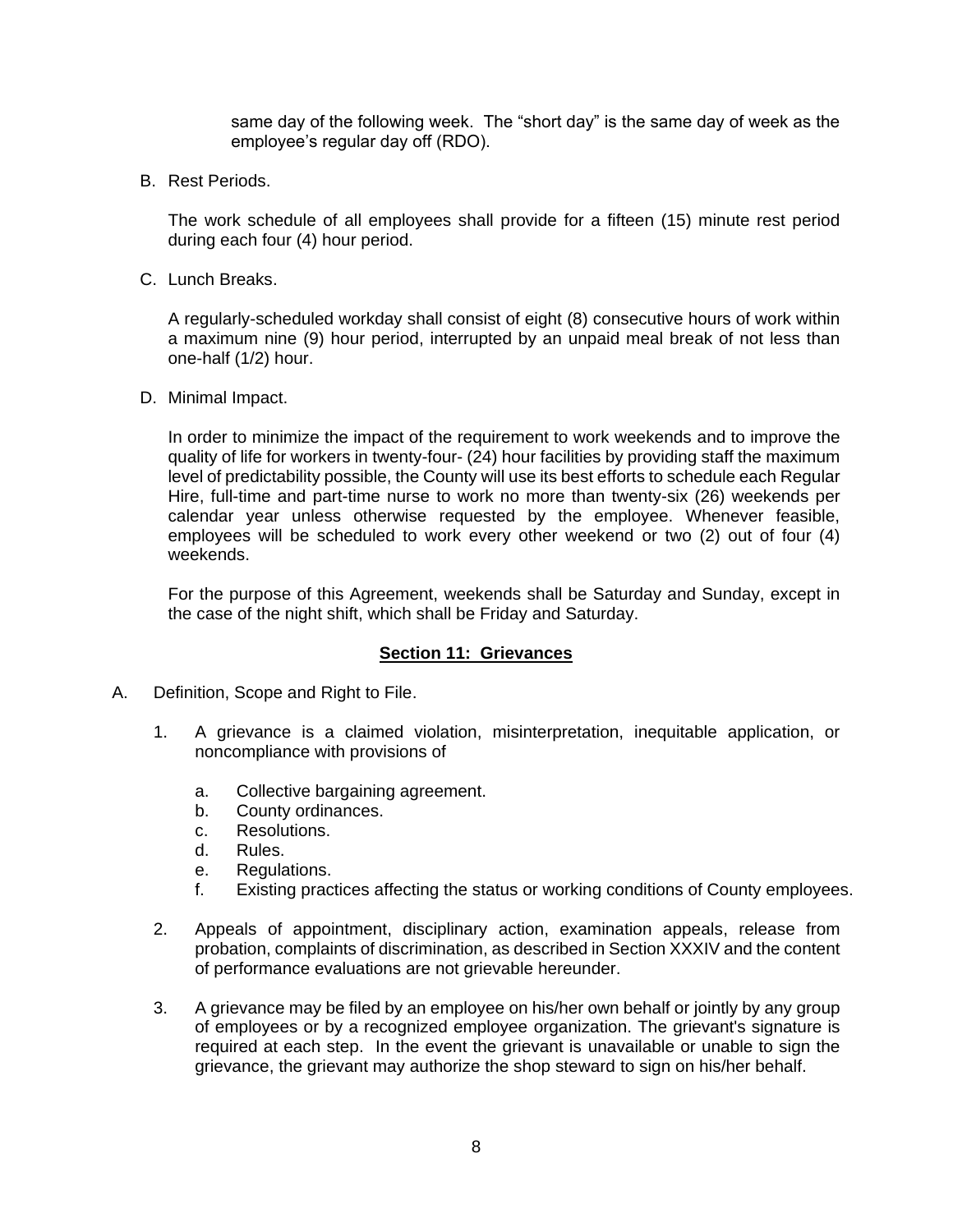same day of the following week. The “short day” is the same day of week as the employee’s regular day off (RDO).

B. Rest Periods.

The work schedule of all employees shall provide for a fifteen (15) minute rest period during each four (4) hour period.

C. Lunch Breaks.

A regularly-scheduled workday shall consist of eight (8) consecutive hours of work within a maximum nine (9) hour period, interrupted by an unpaid meal break of not less than one-half (1/2) hour.

D. Minimal Impact.

In order to minimize the impact of the requirement to work weekends and to improve the quality of life for workers in twenty-four- (24) hour facilities by providing staff the maximum level of predictability possible, the County will use its best efforts to schedule each Regular Hire, full-time and part-time nurse to work no more than twenty-six (26) weekends per calendar year unless otherwise requested by the employee. Whenever feasible, employees will be scheduled to work every other weekend or two (2) out of four (4) weekends.

For the purpose of this Agreement, weekends shall be Saturday and Sunday, except in the case of the night shift, which shall be Friday and Saturday.

## Section 11: Grievances

A. Definition, Scope and Right to File.

1. A grievance is a claimed violation, misinterpretation, inequitable application, or noncompliance with provisions of

   a. Collective bargaining agreement.
   b. County ordinances.
   c. Resolutions.
   d. Rules.
   e. Regulations.
   f. Existing practices affecting the status or working conditions of County employees.

2. Appeals of appointment, disciplinary action, examination appeals, release from probation, complaints of discrimination, as described in Section XXXIV and the content of performance evaluations are not grievable hereunder.

3. A grievance may be filed by an employee on his/her own behalf or jointly by any group of employees or by a recognized employee organization. The grievant's signature is required at each step. In the event the grievant is unavailable or unable to sign the grievance, the grievant may authorize the shop steward to sign on his/her behalf.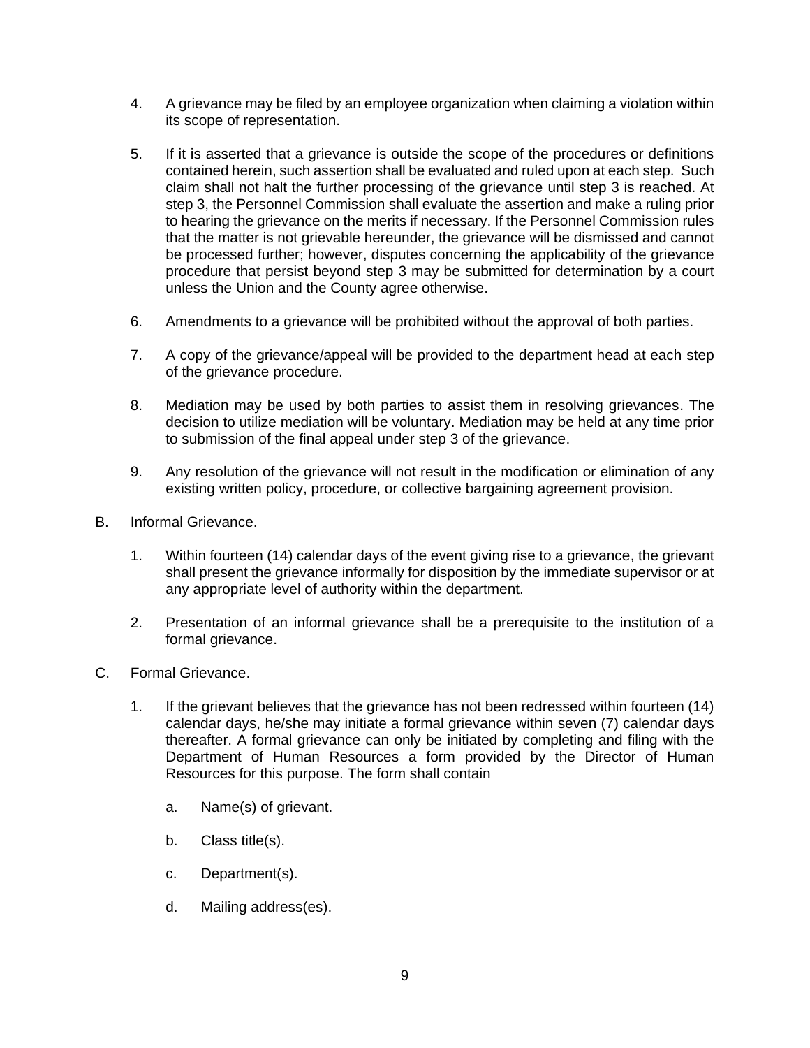4. A grievance may be filed by an employee organization when claiming a violation within its scope of representation.

5. If it is asserted that a grievance is outside the scope of the procedures or definitions contained herein, such assertion shall be evaluated and ruled upon at each step. Such claim shall not halt the further processing of the grievance until step 3 is reached. At step 3, the Personnel Commission shall evaluate the assertion and make a ruling prior to hearing the grievance on the merits if necessary. If the Personnel Commission rules that the matter is not grievable hereunder, the grievance will be dismissed and cannot be processed further; however, disputes concerning the applicability of the grievance procedure that persist beyond step 3 may be submitted for determination by a court unless the Union and the County agree otherwise.

6. Amendments to a grievance will be prohibited without the approval of both parties.

7. A copy of the grievance/appeal will be provided to the department head at each step of the grievance procedure.

8. Mediation may be used by both parties to assist them in resolving grievances. The decision to utilize mediation will be voluntary. Mediation may be held at any time prior to submission of the final appeal under step 3 of the grievance.

9. Any resolution of the grievance will not result in the modification or elimination of any existing written policy, procedure, or collective bargaining agreement provision.

B. Informal Grievance.

1. Within fourteen (14) calendar days of the event giving rise to a grievance, the grievant shall present the grievance informally for disposition by the immediate supervisor or at any appropriate level of authority within the department.

2. Presentation of an informal grievance shall be a prerequisite to the institution of a formal grievance.

C. Formal Grievance.

1. If the grievant believes that the grievance has not been redressed within fourteen (14) calendar days, he/she may initiate a formal grievance within seven (7) calendar days thereafter. A formal grievance can only be initiated by completing and filing with the Department of Human Resources a form provided by the Director of Human Resources for this purpose. The form shall contain

   a. Name(s) of grievant.

   b. Class title(s).

   c. Department(s).

   d. Mailing address(es).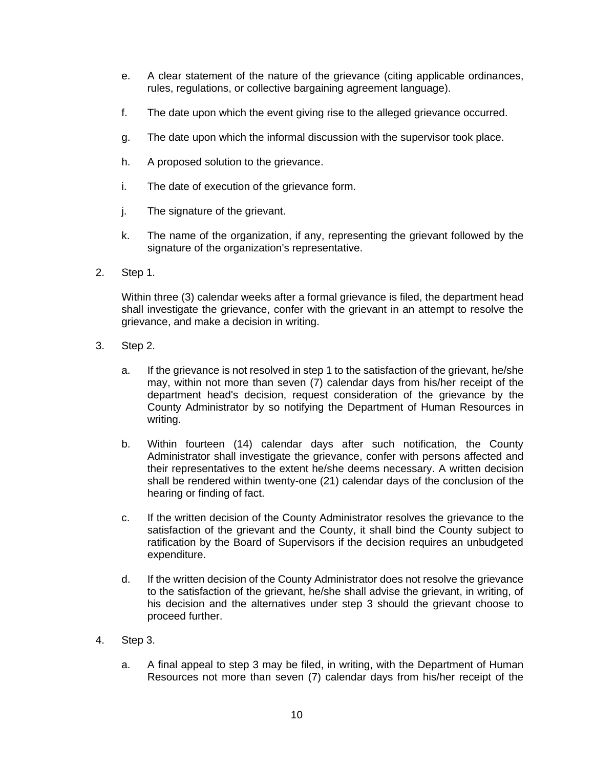e. A clear statement of the nature of the grievance (citing applicable ordinances, rules, regulations, or collective bargaining agreement language).

f. The date upon which the event giving rise to the alleged grievance occurred.

g. The date upon which the informal discussion with the supervisor took place.

h. A proposed solution to the grievance.

i. The date of execution of the grievance form.

j. The signature of the grievant.

k. The name of the organization, if any, representing the grievant followed by the signature of the organization's representative.

2. Step 1.

   Within three (3) calendar weeks after a formal grievance is filed, the department head shall investigate the grievance, confer with the grievant in an attempt to resolve the grievance, and make a decision in writing.

3. Step 2.

   a. If the grievance is not resolved in step 1 to the satisfaction of the grievant, he/she may, within not more than seven (7) calendar days from his/her receipt of the department head's decision, request consideration of the grievance by the County Administrator by so notifying the Department of Human Resources in writing.

   b. Within fourteen (14) calendar days after such notification, the County Administrator shall investigate the grievance, confer with persons affected and their representatives to the extent he/she deems necessary. A written decision shall be rendered within twenty-one (21) calendar days of the conclusion of the hearing or finding of fact.

   c. If the written decision of the County Administrator resolves the grievance to the satisfaction of the grievant and the County, it shall bind the County subject to ratification by the Board of Supervisors if the decision requires an unbudgeted expenditure.

   d. If the written decision of the County Administrator does not resolve the grievance to the satisfaction of the grievant, he/she shall advise the grievant, in writing, of his decision and the alternatives under step 3 should the grievant choose to proceed further.

4. Step 3.

   a. A final appeal to step 3 may be filed, in writing, with the Department of Human Resources not more than seven (7) calendar days from his/her receipt of the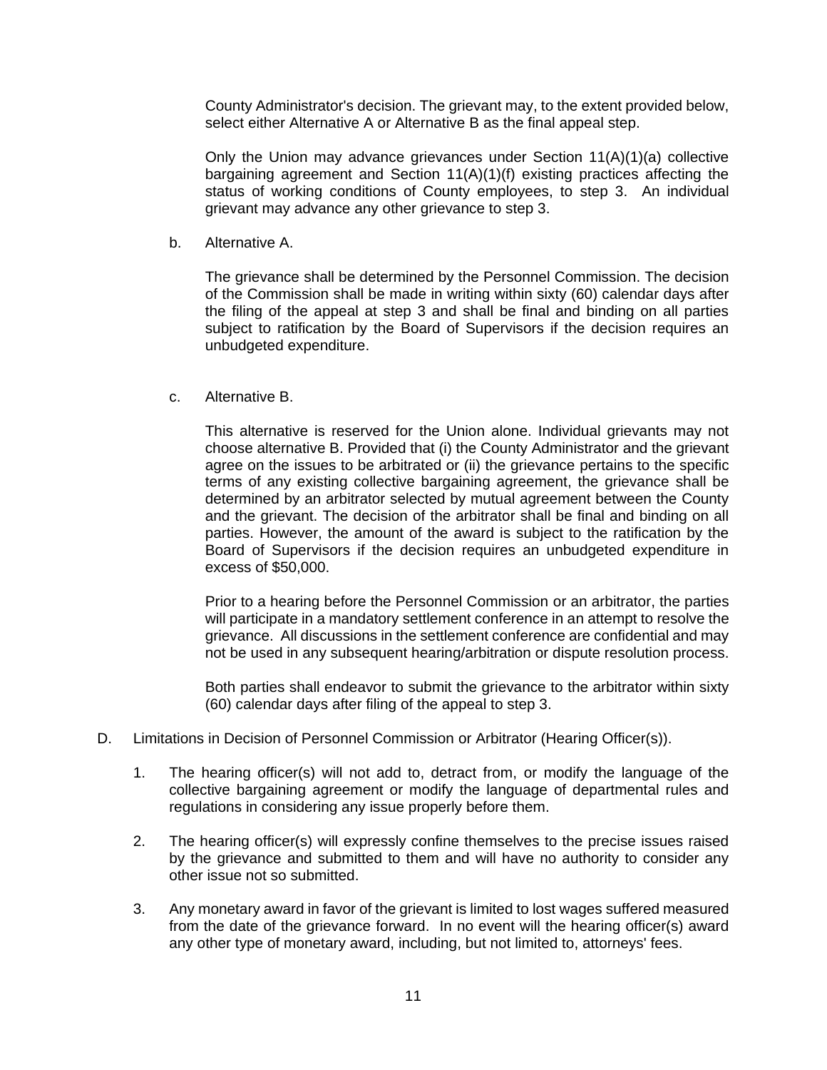County Administrator's decision. The grievant may, to the extent provided below, select either Alternative A or Alternative B as the final appeal step.

Only the Union may advance grievances under Section 11(A)(1)(a) collective bargaining agreement and Section 11(A)(1)(f) existing practices affecting the status of working conditions of County employees, to step 3. An individual grievant may advance any other grievance to step 3.

b. Alternative A.

The grievance shall be determined by the Personnel Commission. The decision of the Commission shall be made in writing within sixty (60) calendar days after the filing of the appeal at step 3 and shall be final and binding on all parties subject to ratification by the Board of Supervisors if the decision requires an unbudgeted expenditure.

c. Alternative B.

This alternative is reserved for the Union alone. Individual grievants may not choose alternative B. Provided that (i) the County Administrator and the grievant agree on the issues to be arbitrated or (ii) the grievance pertains to the specific terms of any existing collective bargaining agreement, the grievance shall be determined by an arbitrator selected by mutual agreement between the County and the grievant. The decision of the arbitrator shall be final and binding on all parties. However, the amount of the award is subject to the ratification by the Board of Supervisors if the decision requires an unbudgeted expenditure in excess of $50,000.

Prior to a hearing before the Personnel Commission or an arbitrator, the parties will participate in a mandatory settlement conference in an attempt to resolve the grievance. All discussions in the settlement conference are confidential and may not be used in any subsequent hearing/arbitration or dispute resolution process.

Both parties shall endeavor to submit the grievance to the arbitrator within sixty (60) calendar days after filing of the appeal to step 3.

D. Limitations in Decision of Personnel Commission or Arbitrator (Hearing Officer(s)).

1. The hearing officer(s) will not add to, detract from, or modify the language of the collective bargaining agreement or modify the language of departmental rules and regulations in considering any issue properly before them.

2. The hearing officer(s) will expressly confine themselves to the precise issues raised by the grievance and submitted to them and will have no authority to consider any other issue not so submitted.

3. Any monetary award in favor of the grievant is limited to lost wages suffered measured from the date of the grievance forward. In no event will the hearing officer(s) award any other type of monetary award, including, but not limited to, attorneys' fees.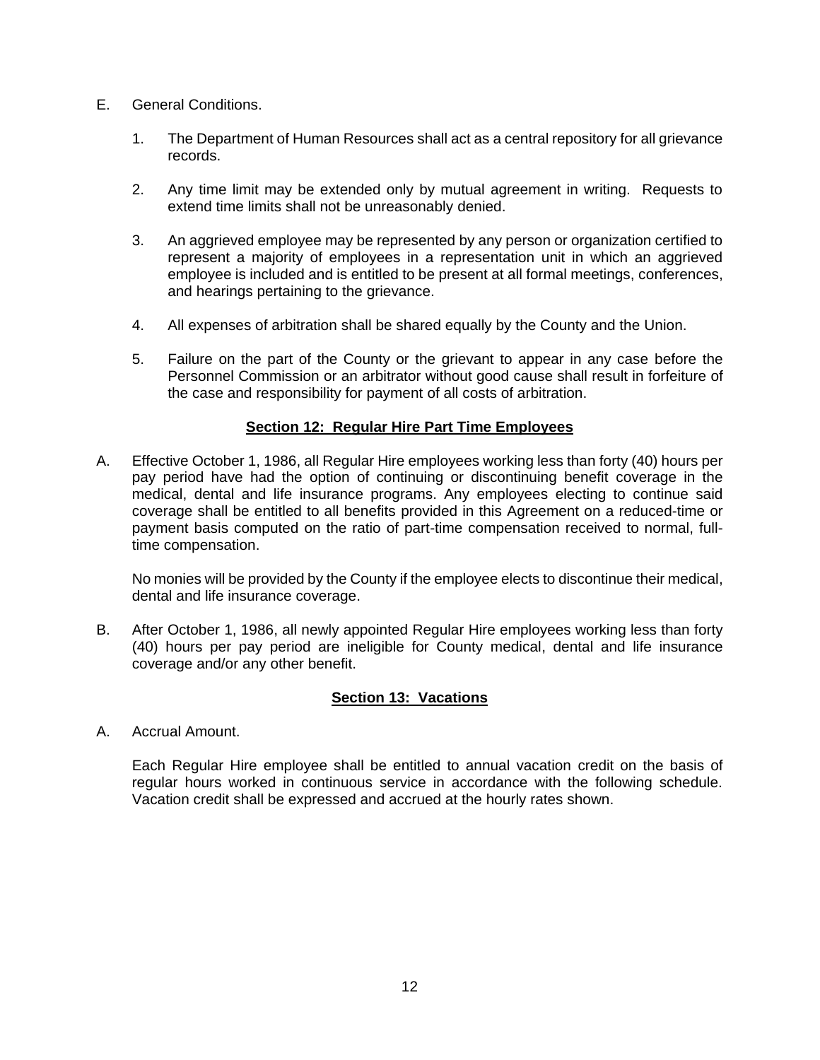E. General Conditions.

1. The Department of Human Resources shall act as a central repository for all grievance records.

2. Any time limit may be extended only by mutual agreement in writing. Requests to extend time limits shall not be unreasonably denied.

3. An aggrieved employee may be represented by any person or organization certified to represent a majority of employees in a representation unit in which an aggrieved employee is included and is entitled to be present at all formal meetings, conferences, and hearings pertaining to the grievance.

4. All expenses of arbitration shall be shared equally by the County and the Union.

5. Failure on the part of the County or the grievant to appear in any case before the Personnel Commission or an arbitrator without good cause shall result in forfeiture of the case and responsibility for payment of all costs of arbitration.

## Section 12: Regular Hire Part Time Employees

A. Effective October 1, 1986, all Regular Hire employees working less than forty (40) hours per pay period have had the option of continuing or discontinuing benefit coverage in the medical, dental and life insurance programs. Any employees electing to continue said coverage shall be entitled to all benefits provided in this Agreement on a reduced-time or payment basis computed on the ratio of part-time compensation received to normal, full-time compensation.

   No monies will be provided by the County if the employee elects to discontinue their medical, dental and life insurance coverage.

B. After October 1, 1986, all newly appointed Regular Hire employees working less than forty (40) hours per pay period are ineligible for County medical, dental and life insurance coverage and/or any other benefit.

## Section 13: Vacations

A. Accrual Amount.

   Each Regular Hire employee shall be entitled to annual vacation credit on the basis of regular hours worked in continuous service in accordance with the following schedule. Vacation credit shall be expressed and accrued at the hourly rates shown.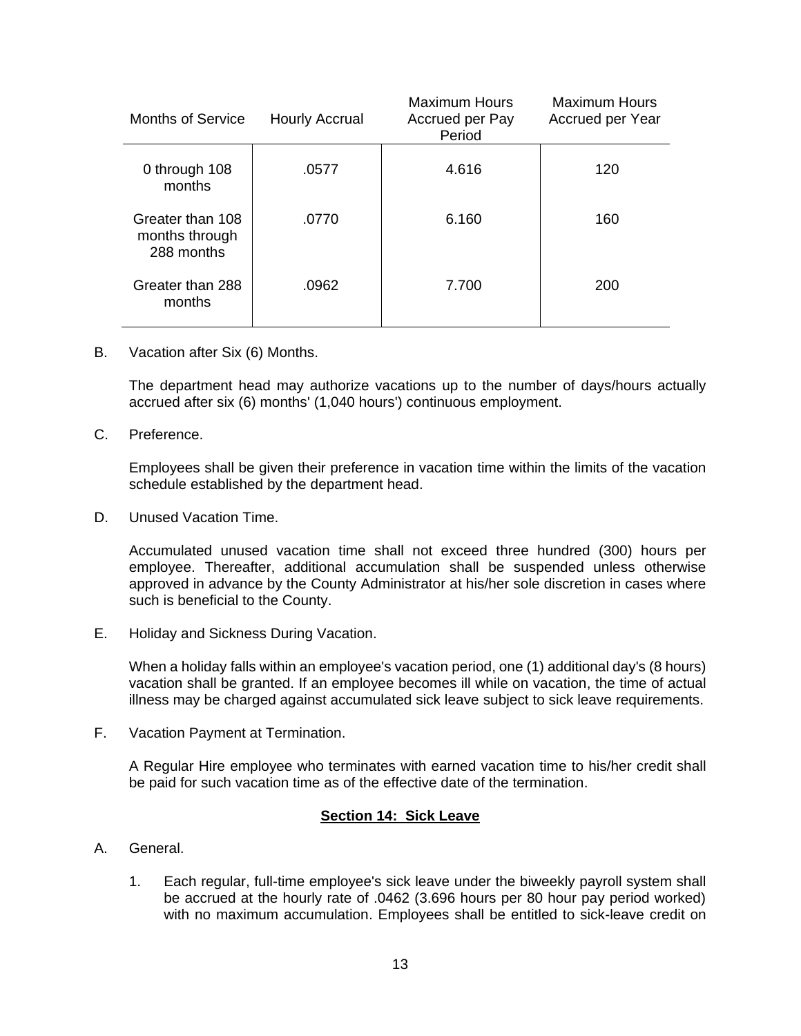| Months of Service | Hourly Accrual | Maximum Hours Accrued per Pay Period | Maximum Hours Accrued per Year |
|---|---|---|---|
| 0 through 108 months | .0577 | 4.616 | 120 |
| Greater than 108 months through 288 months | .0770 | 6.160 | 160 |
| Greater than 288 months | .0962 | 7.700 | 200 |

B. Vacation after Six (6) Months.

The department head may authorize vacations up to the number of days/hours actually accrued after six (6) months' (1,040 hours') continuous employment.

C. Preference.

Employees shall be given their preference in vacation time within the limits of the vacation schedule established by the department head.

D. Unused Vacation Time.

Accumulated unused vacation time shall not exceed three hundred (300) hours per employee. Thereafter, additional accumulation shall be suspended unless otherwise approved in advance by the County Administrator at his/her sole discretion in cases where such is beneficial to the County.

E. Holiday and Sickness During Vacation.

When a holiday falls within an employee's vacation period, one (1) additional day's (8 hours) vacation shall be granted. If an employee becomes ill while on vacation, the time of actual illness may be charged against accumulated sick leave subject to sick leave requirements.

F. Vacation Payment at Termination.

A Regular Hire employee who terminates with earned vacation time to his/her credit shall be paid for such vacation time as of the effective date of the termination.

## Section 14: Sick Leave

A. General.

1. Each regular, full-time employee's sick leave under the biweekly payroll system shall be accrued at the hourly rate of .0462 (3.696 hours per 80 hour pay period worked) with no maximum accumulation. Employees shall be entitled to sick-leave credit on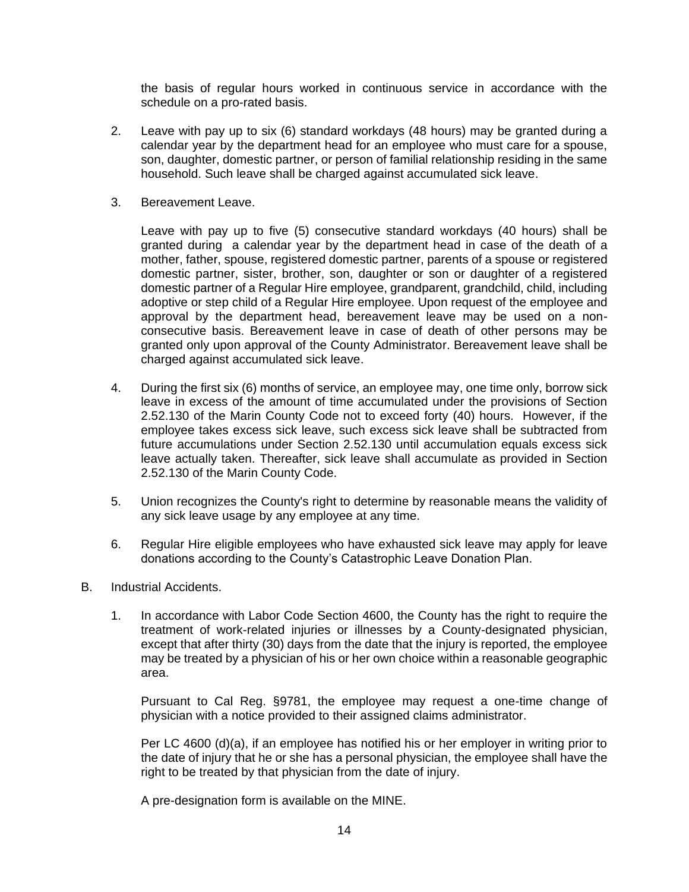the basis of regular hours worked in continuous service in accordance with the schedule on a pro-rated basis.

2. Leave with pay up to six (6) standard workdays (48 hours) may be granted during a calendar year by the department head for an employee who must care for a spouse, son, daughter, domestic partner, or person of familial relationship residing in the same household. Such leave shall be charged against accumulated sick leave.

3. Bereavement Leave.

   Leave with pay up to five (5) consecutive standard workdays (40 hours) shall be granted during a calendar year by the department head in case of the death of a mother, father, spouse, registered domestic partner, parents of a spouse or registered domestic partner, sister, brother, son, daughter or son or daughter of a registered domestic partner of a Regular Hire employee, grandparent, grandchild, child, including adoptive or step child of a Regular Hire employee. Upon request of the employee and approval by the department head, bereavement leave may be used on a non-consecutive basis. Bereavement leave in case of death of other persons may be granted only upon approval of the County Administrator. Bereavement leave shall be charged against accumulated sick leave.

4. During the first six (6) months of service, an employee may, one time only, borrow sick leave in excess of the amount of time accumulated under the provisions of Section 2.52.130 of the Marin County Code not to exceed forty (40) hours. However, if the employee takes excess sick leave, such excess sick leave shall be subtracted from future accumulations under Section 2.52.130 until accumulation equals excess sick leave actually taken. Thereafter, sick leave shall accumulate as provided in Section 2.52.130 of the Marin County Code.

5. Union recognizes the County's right to determine by reasonable means the validity of any sick leave usage by any employee at any time.

6. Regular Hire eligible employees who have exhausted sick leave may apply for leave donations according to the County's Catastrophic Leave Donation Plan.

B. Industrial Accidents.

1. In accordance with Labor Code Section 4600, the County has the right to require the treatment of work-related injuries or illnesses by a County-designated physician, except that after thirty (30) days from the date that the injury is reported, the employee may be treated by a physician of his or her own choice within a reasonable geographic area.

   Pursuant to Cal Reg. §9781, the employee may request a one-time change of physician with a notice provided to their assigned claims administrator.

   Per LC 4600 (d)(a), if an employee has notified his or her employer in writing prior to the date of injury that he or she has a personal physician, the employee shall have the right to be treated by that physician from the date of injury.

   A pre-designation form is available on the MINE.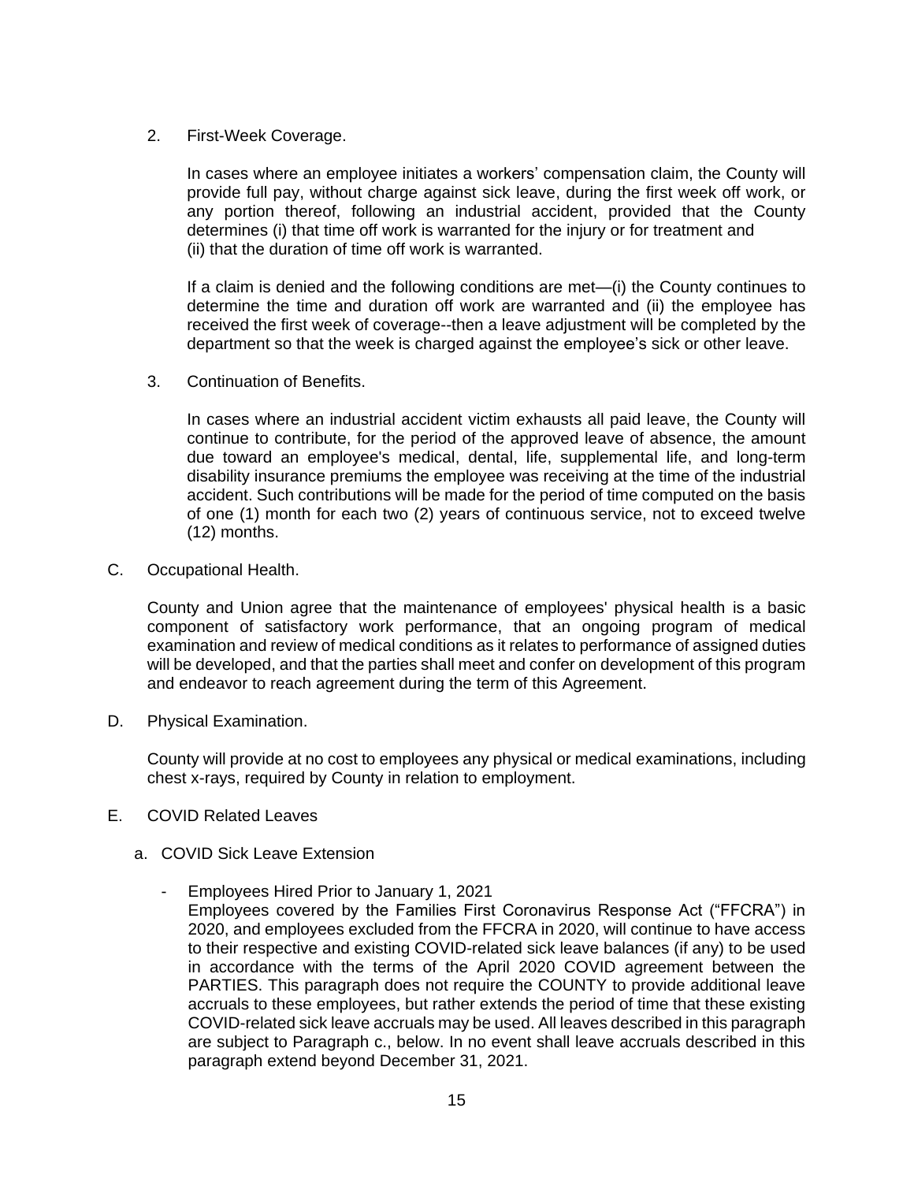2. First-Week Coverage.

   In cases where an employee initiates a workers' compensation claim, the County will provide full pay, without charge against sick leave, during the first week off work, or any portion thereof, following an industrial accident, provided that the County determines (i) that time off work is warranted for the injury or for treatment and (ii) that the duration of time off work is warranted.

   If a claim is denied and the following conditions are met—(i) the County continues to determine the time and duration off work are warranted and (ii) the employee has received the first week of coverage--then a leave adjustment will be completed by the department so that the week is charged against the employee's sick or other leave.

3. Continuation of Benefits.

   In cases where an industrial accident victim exhausts all paid leave, the County will continue to contribute, for the period of the approved leave of absence, the amount due toward an employee's medical, dental, life, supplemental life, and long-term disability insurance premiums the employee was receiving at the time of the industrial accident. Such contributions will be made for the period of time computed on the basis of one (1) month for each two (2) years of continuous service, not to exceed twelve (12) months.

C. Occupational Health.

County and Union agree that the maintenance of employees' physical health is a basic component of satisfactory work performance, that an ongoing program of medical examination and review of medical conditions as it relates to performance of assigned duties will be developed, and that the parties shall meet and confer on development of this program and endeavor to reach agreement during the term of this Agreement.

D. Physical Examination.

County will provide at no cost to employees any physical or medical examinations, including chest x-rays, required by County in relation to employment.

E. COVID Related Leaves

a. COVID Sick Leave Extension

- Employees Hired Prior to January 1, 2021
  Employees covered by the Families First Coronavirus Response Act ("FFCRA") in 2020, and employees excluded from the FFCRA in 2020, will continue to have access to their respective and existing COVID-related sick leave balances (if any) to be used in accordance with the terms of the April 2020 COVID agreement between the PARTIES. This paragraph does not require the COUNTY to provide additional leave accruals to these employees, but rather extends the period of time that these existing COVID-related sick leave accruals may be used. All leaves described in this paragraph are subject to Paragraph c., below. In no event shall leave accruals described in this paragraph extend beyond December 31, 2021.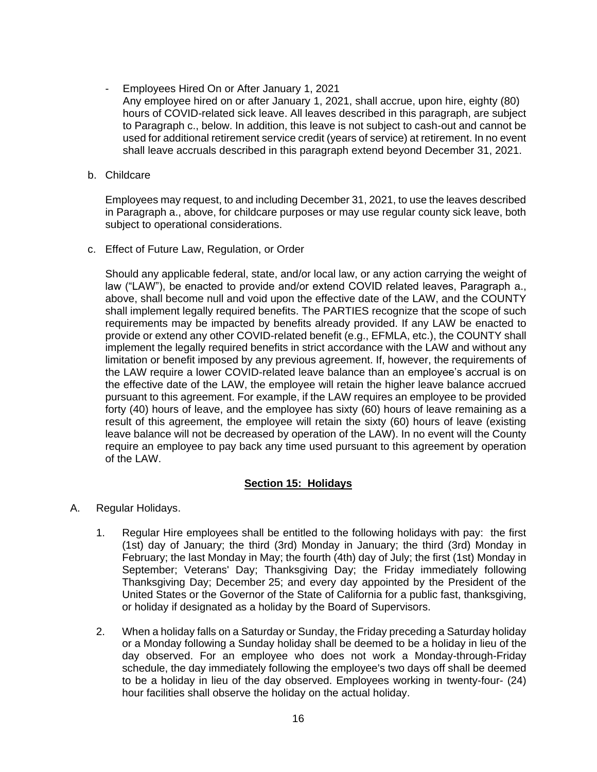- Employees Hired On or After January 1, 2021

  Any employee hired on or after January 1, 2021, shall accrue, upon hire, eighty (80) hours of COVID-related sick leave. All leaves described in this paragraph, are subject to Paragraph c., below. In addition, this leave is not subject to cash-out and cannot be used for additional retirement service credit (years of service) at retirement. In no event shall leave accruals described in this paragraph extend beyond December 31, 2021.

b. Childcare

   Employees may request, to and including December 31, 2021, to use the leaves described in Paragraph a., above, for childcare purposes or may use regular county sick leave, both subject to operational considerations.

c. Effect of Future Law, Regulation, or Order

   Should any applicable federal, state, and/or local law, or any action carrying the weight of law ("LAW"), be enacted to provide and/or extend COVID related leaves, Paragraph a., above, shall become null and void upon the effective date of the LAW, and the COUNTY shall implement legally required benefits. The PARTIES recognize that the scope of such requirements may be impacted by benefits already provided. If any LAW be enacted to provide or extend any other COVID-related benefit (e.g., EFMLA, etc.), the COUNTY shall implement the legally required benefits in strict accordance with the LAW and without any limitation or benefit imposed by any previous agreement. If, however, the requirements of the LAW require a lower COVID-related leave balance than an employee's accrual is on the effective date of the LAW, the employee will retain the higher leave balance accrued pursuant to this agreement. For example, if the LAW requires an employee to be provided forty (40) hours of leave, and the employee has sixty (60) hours of leave remaining as a result of this agreement, the employee will retain the sixty (60) hours of leave (existing leave balance will not be decreased by operation of the LAW). In no event will the County require an employee to pay back any time used pursuant to this agreement by operation of the LAW.

## Section 15: Holidays

A. Regular Holidays.

   1. Regular Hire employees shall be entitled to the following holidays with pay: the first (1st) day of January; the third (3rd) Monday in January; the third (3rd) Monday in February; the last Monday in May; the fourth (4th) day of July; the first (1st) Monday in September; Veterans' Day; Thanksgiving Day; the Friday immediately following Thanksgiving Day; December 25; and every day appointed by the President of the United States or the Governor of the State of California for a public fast, thanksgiving, or holiday if designated as a holiday by the Board of Supervisors.

   2. When a holiday falls on a Saturday or Sunday, the Friday preceding a Saturday holiday or a Monday following a Sunday holiday shall be deemed to be a holiday in lieu of the day observed. For an employee who does not work a Monday-through-Friday schedule, the day immediately following the employee's two days off shall be deemed to be a holiday in lieu of the day observed. Employees working in twenty-four- (24) hour facilities shall observe the holiday on the actual holiday.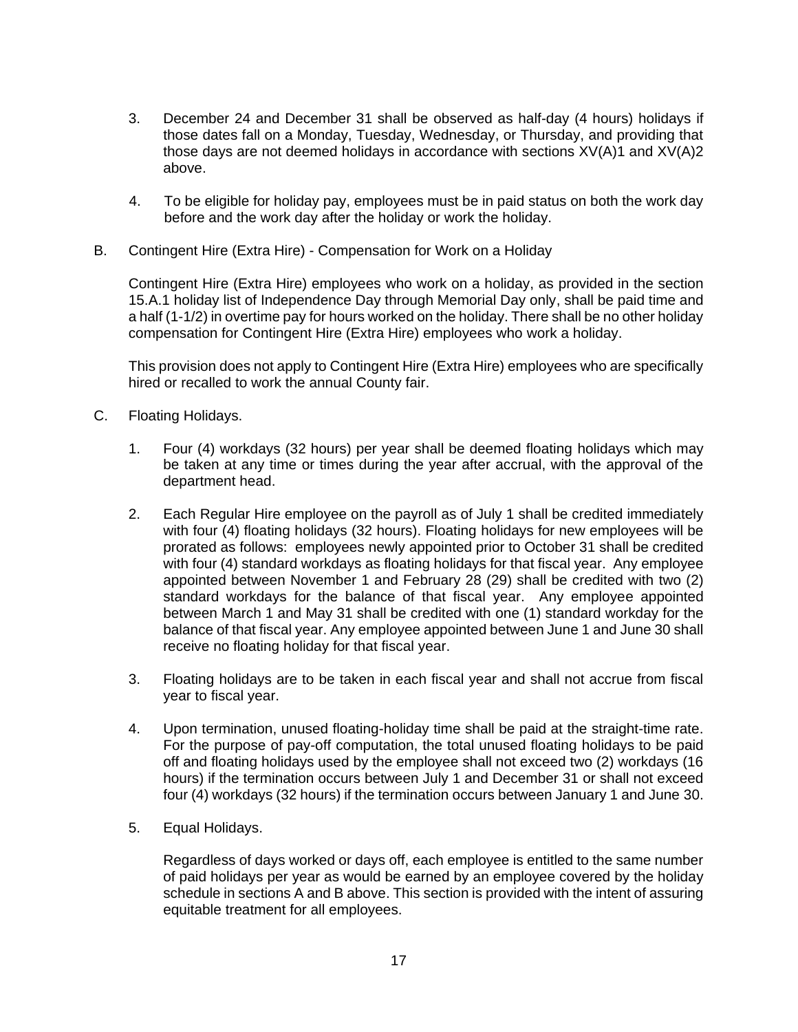3. December 24 and December 31 shall be observed as half-day (4 hours) holidays if those dates fall on a Monday, Tuesday, Wednesday, or Thursday, and providing that those days are not deemed holidays in accordance with sections XV(A)1 and XV(A)2 above.

4. To be eligible for holiday pay, employees must be in paid status on both the work day before and the work day after the holiday or work the holiday.

B. Contingent Hire (Extra Hire) - Compensation for Work on a Holiday

Contingent Hire (Extra Hire) employees who work on a holiday, as provided in the section 15.A.1 holiday list of Independence Day through Memorial Day only, shall be paid time and a half (1-1/2) in overtime pay for hours worked on the holiday. There shall be no other holiday compensation for Contingent Hire (Extra Hire) employees who work a holiday.

This provision does not apply to Contingent Hire (Extra Hire) employees who are specifically hired or recalled to work the annual County fair.

C. Floating Holidays.

1. Four (4) workdays (32 hours) per year shall be deemed floating holidays which may be taken at any time or times during the year after accrual, with the approval of the department head.

2. Each Regular Hire employee on the payroll as of July 1 shall be credited immediately with four (4) floating holidays (32 hours). Floating holidays for new employees will be prorated as follows: employees newly appointed prior to October 31 shall be credited with four (4) standard workdays as floating holidays for that fiscal year. Any employee appointed between November 1 and February 28 (29) shall be credited with two (2) standard workdays for the balance of that fiscal year. Any employee appointed between March 1 and May 31 shall be credited with one (1) standard workday for the balance of that fiscal year. Any employee appointed between June 1 and June 30 shall receive no floating holiday for that fiscal year.

3. Floating holidays are to be taken in each fiscal year and shall not accrue from fiscal year to fiscal year.

4. Upon termination, unused floating-holiday time shall be paid at the straight-time rate. For the purpose of pay-off computation, the total unused floating holidays to be paid off and floating holidays used by the employee shall not exceed two (2) workdays (16 hours) if the termination occurs between July 1 and December 31 or shall not exceed four (4) workdays (32 hours) if the termination occurs between January 1 and June 30.

5. Equal Holidays.

   Regardless of days worked or days off, each employee is entitled to the same number of paid holidays per year as would be earned by an employee covered by the holiday schedule in sections A and B above. This section is provided with the intent of assuring equitable treatment for all employees.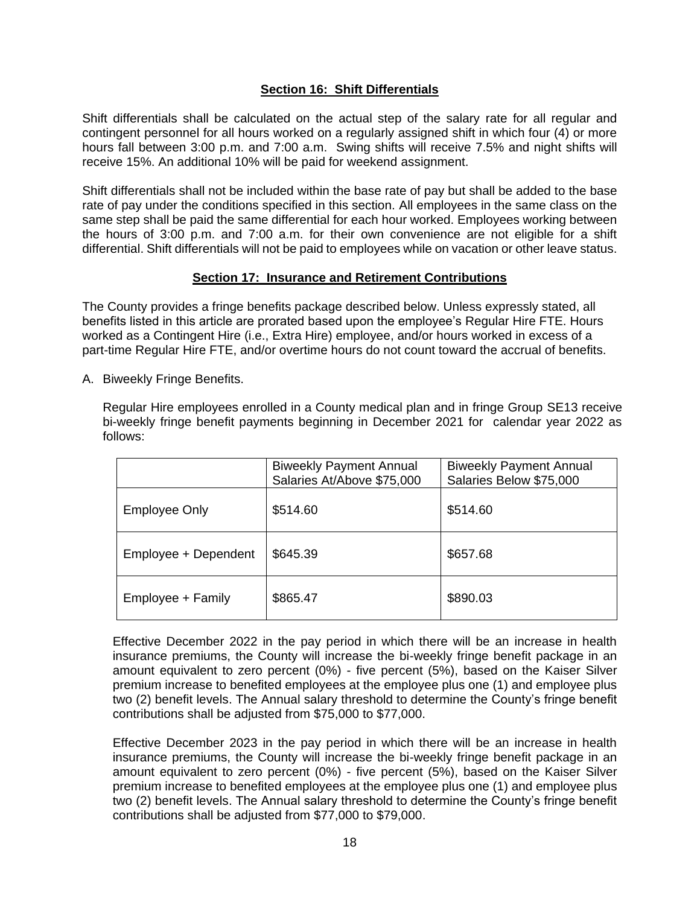## Section 16: Shift Differentials

Shift differentials shall be calculated on the actual step of the salary rate for all regular and contingent personnel for all hours worked on a regularly assigned shift in which four (4) or more hours fall between 3:00 p.m. and 7:00 a.m. Swing shifts will receive 7.5% and night shifts will receive 15%. An additional 10% will be paid for weekend assignment.

Shift differentials shall not be included within the base rate of pay but shall be added to the base rate of pay under the conditions specified in this section. All employees in the same class on the same step shall be paid the same differential for each hour worked. Employees working between the hours of 3:00 p.m. and 7:00 a.m. for their own convenience are not eligible for a shift differential. Shift differentials will not be paid to employees while on vacation or other leave status.

## Section 17: Insurance and Retirement Contributions

The County provides a fringe benefits package described below. Unless expressly stated, all benefits listed in this article are prorated based upon the employee's Regular Hire FTE. Hours worked as a Contingent Hire (i.e., Extra Hire) employee, and/or hours worked in excess of a part-time Regular Hire FTE, and/or overtime hours do not count toward the accrual of benefits.

A. Biweekly Fringe Benefits.

Regular Hire employees enrolled in a County medical plan and in fringe Group SE13 receive bi-weekly fringe benefit payments beginning in December 2021 for calendar year 2022 as follows:

| | Biweekly Payment Annual Salaries At/Above $75,000 | Biweekly Payment Annual Salaries Below $75,000 |
|---|---|---|
| Employee Only | $514.60 | $514.60 |
| Employee + Dependent | $645.39 | $657.68 |
| Employee + Family | $865.47 | $890.03 |

Effective December 2022 in the pay period in which there will be an increase in health insurance premiums, the County will increase the bi-weekly fringe benefit package in an amount equivalent to zero percent (0%) - five percent (5%), based on the Kaiser Silver premium increase to benefited employees at the employee plus one (1) and employee plus two (2) benefit levels. The Annual salary threshold to determine the County's fringe benefit contributions shall be adjusted from $75,000 to $77,000.

Effective December 2023 in the pay period in which there will be an increase in health insurance premiums, the County will increase the bi-weekly fringe benefit package in an amount equivalent to zero percent (0%) - five percent (5%), based on the Kaiser Silver premium increase to benefited employees at the employee plus one (1) and employee plus two (2) benefit levels. The Annual salary threshold to determine the County's fringe benefit contributions shall be adjusted from $77,000 to $79,000.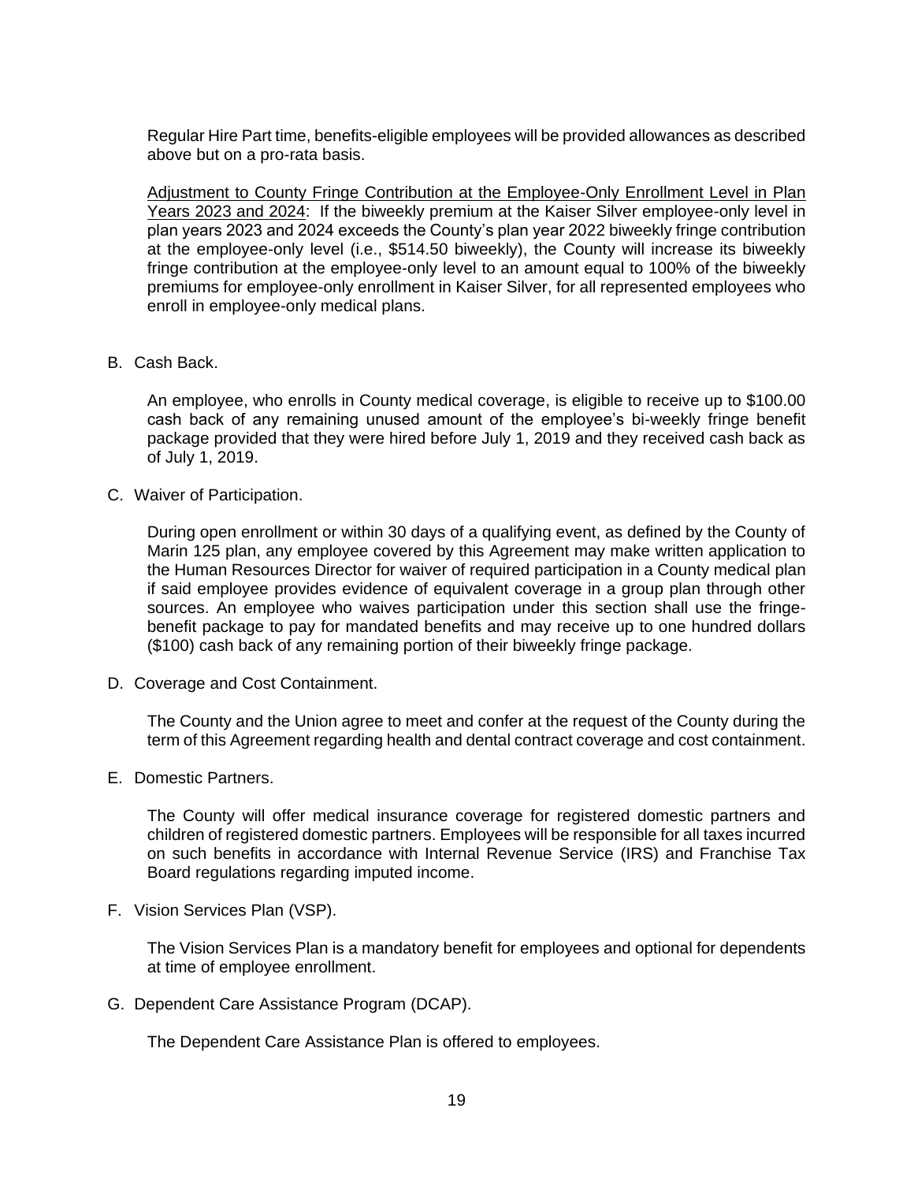Regular Hire Part time, benefits-eligible employees will be provided allowances as described above but on a pro-rata basis.

<u>Adjustment to County Fringe Contribution at the Employee-Only Enrollment Level in Plan Years 2023 and 2024</u>: If the biweekly premium at the Kaiser Silver employee-only level in plan years 2023 and 2024 exceeds the County's plan year 2022 biweekly fringe contribution at the employee-only level (i.e., $514.50 biweekly), the County will increase its biweekly fringe contribution at the employee-only level to an amount equal to 100% of the biweekly premiums for employee-only enrollment in Kaiser Silver, for all represented employees who enroll in employee-only medical plans.

B. Cash Back.

An employee, who enrolls in County medical coverage, is eligible to receive up to $100.00 cash back of any remaining unused amount of the employee's bi-weekly fringe benefit package provided that they were hired before July 1, 2019 and they received cash back as of July 1, 2019.

C. Waiver of Participation.

During open enrollment or within 30 days of a qualifying event, as defined by the County of Marin 125 plan, any employee covered by this Agreement may make written application to the Human Resources Director for waiver of required participation in a County medical plan if said employee provides evidence of equivalent coverage in a group plan through other sources. An employee who waives participation under this section shall use the fringe-benefit package to pay for mandated benefits and may receive up to one hundred dollars ($100) cash back of any remaining portion of their biweekly fringe package.

D. Coverage and Cost Containment.

The County and the Union agree to meet and confer at the request of the County during the term of this Agreement regarding health and dental contract coverage and cost containment.

E. Domestic Partners.

The County will offer medical insurance coverage for registered domestic partners and children of registered domestic partners. Employees will be responsible for all taxes incurred on such benefits in accordance with Internal Revenue Service (IRS) and Franchise Tax Board regulations regarding imputed income.

F. Vision Services Plan (VSP).

The Vision Services Plan is a mandatory benefit for employees and optional for dependents at time of employee enrollment.

G. Dependent Care Assistance Program (DCAP).

The Dependent Care Assistance Plan is offered to employees.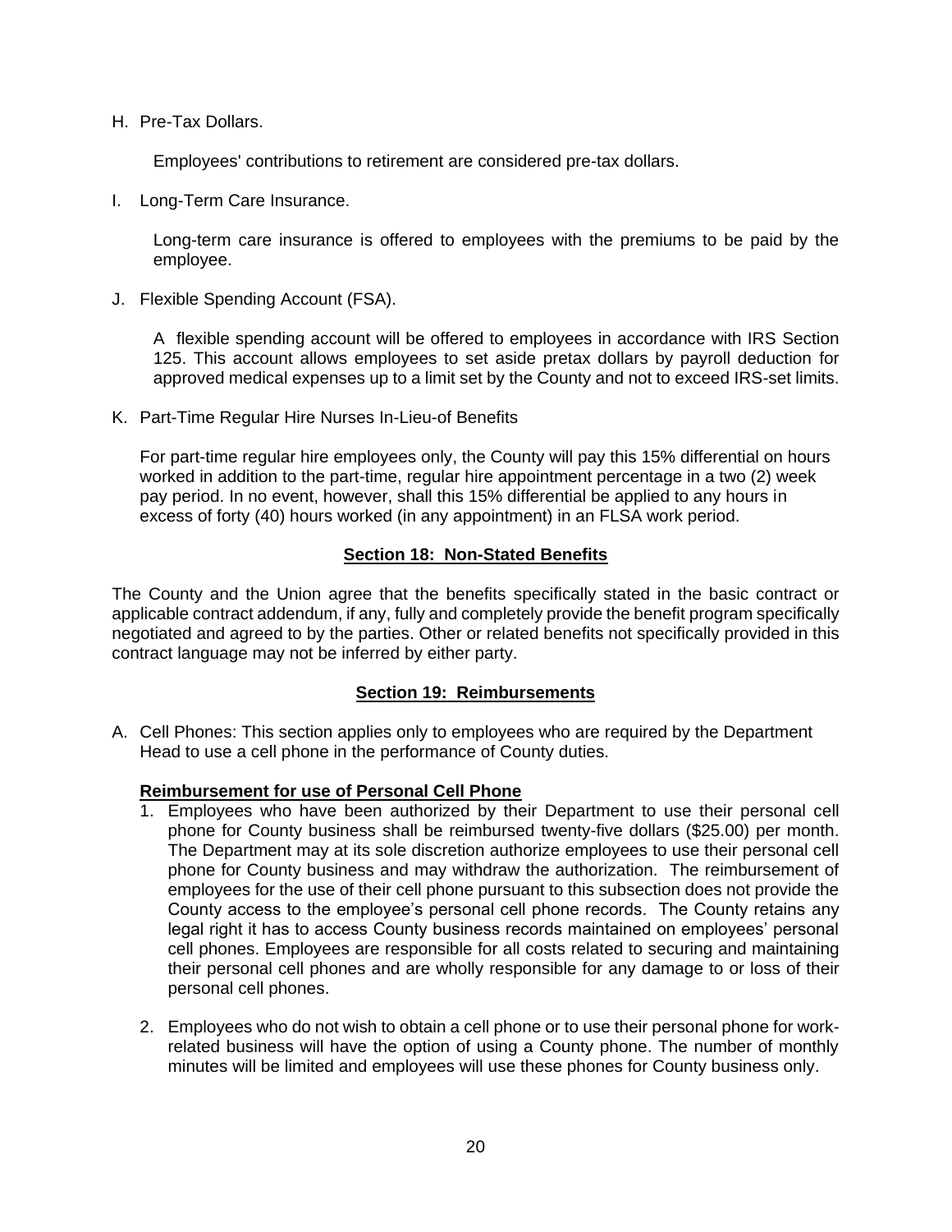H. Pre-Tax Dollars.

Employees' contributions to retirement are considered pre-tax dollars.

I. Long-Term Care Insurance.

Long-term care insurance is offered to employees with the premiums to be paid by the employee.

J. Flexible Spending Account (FSA).

A flexible spending account will be offered to employees in accordance with IRS Section 125. This account allows employees to set aside pretax dollars by payroll deduction for approved medical expenses up to a limit set by the County and not to exceed IRS-set limits.

K. Part-Time Regular Hire Nurses In-Lieu-of Benefits

For part-time regular hire employees only, the County will pay this 15% differential on hours worked in addition to the part-time, regular hire appointment percentage in a two (2) week pay period. In no event, however, shall this 15% differential be applied to any hours in excess of forty (40) hours worked (in any appointment) in an FLSA work period.

## Section 18: Non-Stated Benefits

The County and the Union agree that the benefits specifically stated in the basic contract or applicable contract addendum, if any, fully and completely provide the benefit program specifically negotiated and agreed to by the parties. Other or related benefits not specifically provided in this contract language may not be inferred by either party.

## Section 19: Reimbursements

A. Cell Phones: This section applies only to employees who are required by the Department Head to use a cell phone in the performance of County duties.

**Reimbursement for use of Personal Cell Phone**

1. Employees who have been authorized by their Department to use their personal cell phone for County business shall be reimbursed twenty-five dollars ($25.00) per month. The Department may at its sole discretion authorize employees to use their personal cell phone for County business and may withdraw the authorization. The reimbursement of employees for the use of their cell phone pursuant to this subsection does not provide the County access to the employee's personal cell phone records. The County retains any legal right it has to access County business records maintained on employees' personal cell phones. Employees are responsible for all costs related to securing and maintaining their personal cell phones and are wholly responsible for any damage to or loss of their personal cell phones.

2. Employees who do not wish to obtain a cell phone or to use their personal phone for work-related business will have the option of using a County phone. The number of monthly minutes will be limited and employees will use these phones for County business only.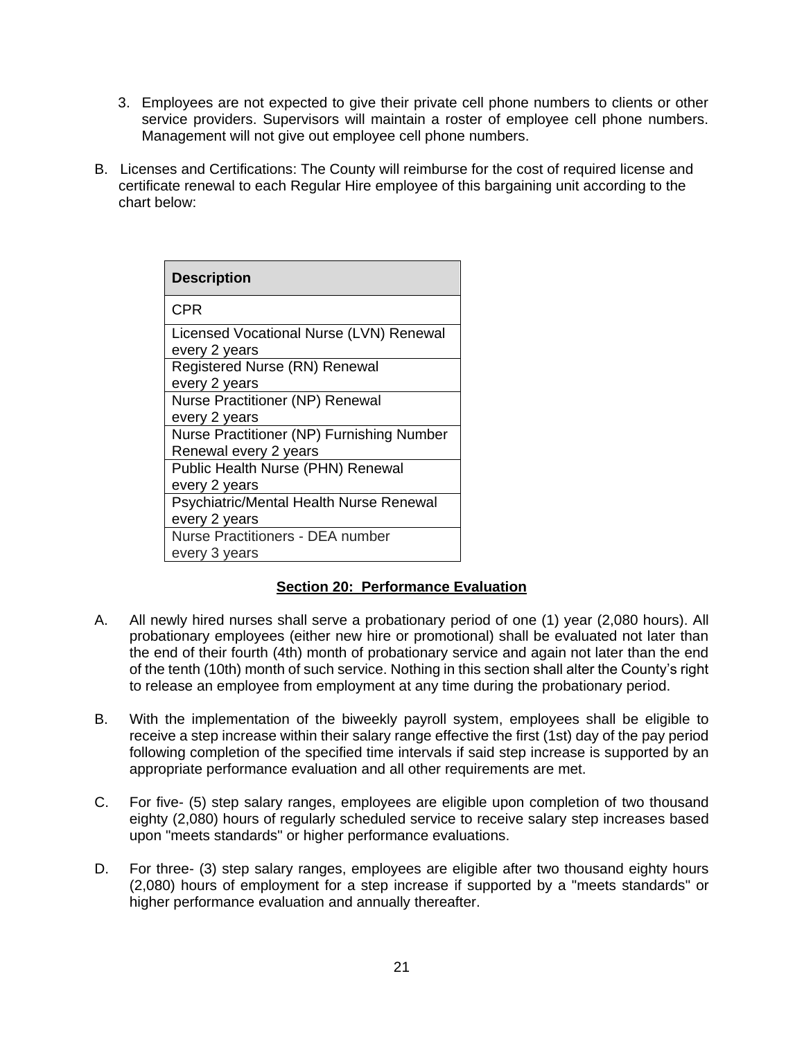3. Employees are not expected to give their private cell phone numbers to clients or other service providers. Supervisors will maintain a roster of employee cell phone numbers. Management will not give out employee cell phone numbers.

B. Licenses and Certifications: The County will reimburse for the cost of required license and certificate renewal to each Regular Hire employee of this bargaining unit according to the chart below:

| Description |
|---|
| CPR |
| Licensed Vocational Nurse (LVN) Renewal every 2 years |
| Registered Nurse (RN) Renewal every 2 years |
| Nurse Practitioner (NP) Renewal every 2 years |
| Nurse Practitioner (NP) Furnishing Number Renewal every 2 years |
| Public Health Nurse (PHN) Renewal every 2 years |
| Psychiatric/Mental Health Nurse Renewal every 2 years |
| Nurse Practitioners - DEA number every 3 years |

## Section 20: Performance Evaluation

A. All newly hired nurses shall serve a probationary period of one (1) year (2,080 hours). All probationary employees (either new hire or promotional) shall be evaluated not later than the end of their fourth (4th) month of probationary service and again not later than the end of the tenth (10th) month of such service. Nothing in this section shall alter the County's right to release an employee from employment at any time during the probationary period.

B. With the implementation of the biweekly payroll system, employees shall be eligible to receive a step increase within their salary range effective the first (1st) day of the pay period following completion of the specified time intervals if said step increase is supported by an appropriate performance evaluation and all other requirements are met.

C. For five- (5) step salary ranges, employees are eligible upon completion of two thousand eighty (2,080) hours of regularly scheduled service to receive salary step increases based upon "meets standards" or higher performance evaluations.

D. For three- (3) step salary ranges, employees are eligible after two thousand eighty hours (2,080) hours of employment for a step increase if supported by a "meets standards" or higher performance evaluation and annually thereafter.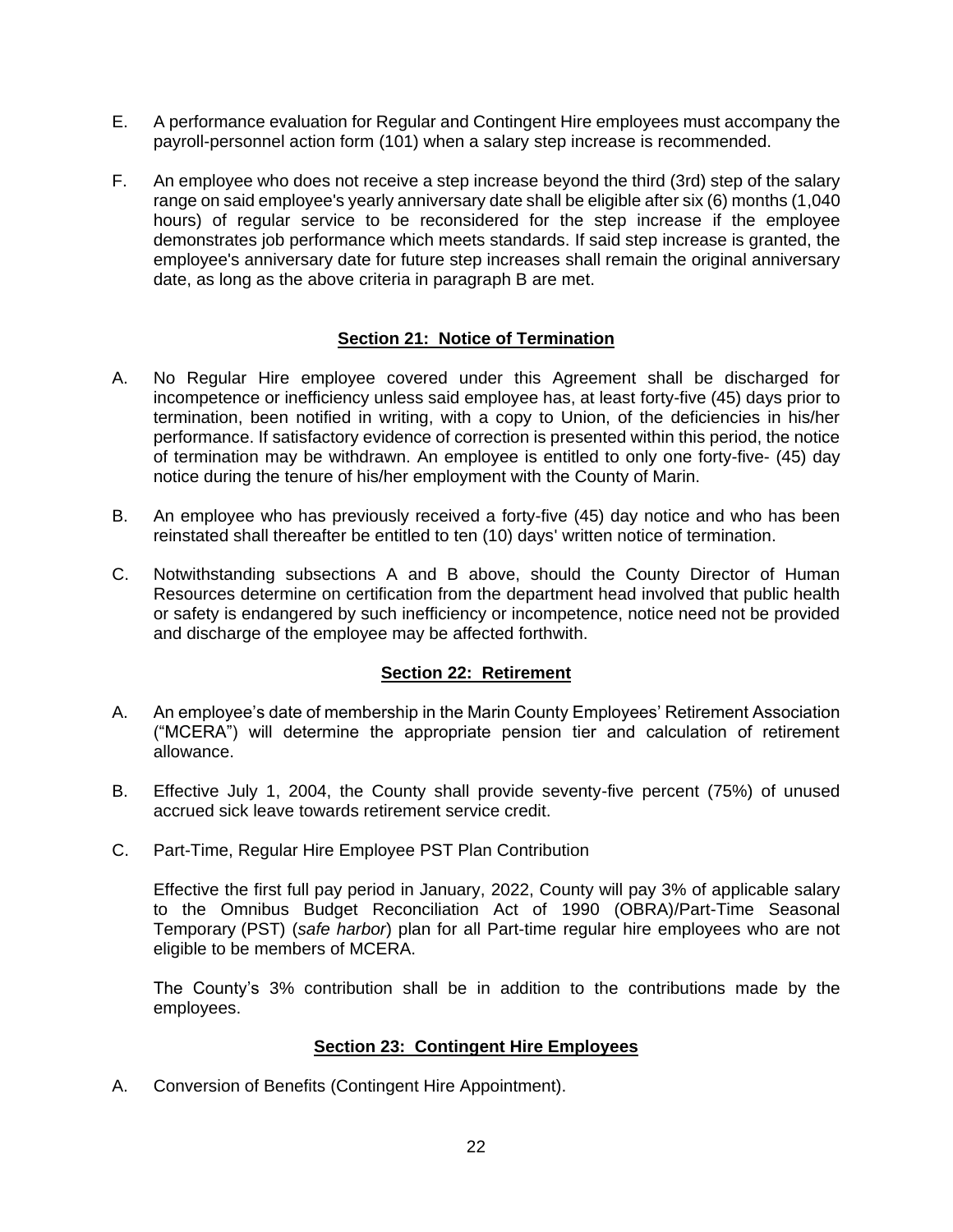E. A performance evaluation for Regular and Contingent Hire employees must accompany the payroll-personnel action form (101) when a salary step increase is recommended.

F. An employee who does not receive a step increase beyond the third (3rd) step of the salary range on said employee's yearly anniversary date shall be eligible after six (6) months (1,040 hours) of regular service to be reconsidered for the step increase if the employee demonstrates job performance which meets standards. If said step increase is granted, the employee's anniversary date for future step increases shall remain the original anniversary date, as long as the above criteria in paragraph B are met.

## Section 21: Notice of Termination

A. No Regular Hire employee covered under this Agreement shall be discharged for incompetence or inefficiency unless said employee has, at least forty-five (45) days prior to termination, been notified in writing, with a copy to Union, of the deficiencies in his/her performance. If satisfactory evidence of correction is presented within this period, the notice of termination may be withdrawn. An employee is entitled to only one forty-five- (45) day notice during the tenure of his/her employment with the County of Marin.

B. An employee who has previously received a forty-five (45) day notice and who has been reinstated shall thereafter be entitled to ten (10) days' written notice of termination.

C. Notwithstanding subsections A and B above, should the County Director of Human Resources determine on certification from the department head involved that public health or safety is endangered by such inefficiency or incompetence, notice need not be provided and discharge of the employee may be affected forthwith.

## Section 22: Retirement

A. An employee's date of membership in the Marin County Employees' Retirement Association ("MCERA") will determine the appropriate pension tier and calculation of retirement allowance.

B. Effective July 1, 2004, the County shall provide seventy-five percent (75%) of unused accrued sick leave towards retirement service credit.

C. Part-Time, Regular Hire Employee PST Plan Contribution

   Effective the first full pay period in January, 2022, County will pay 3% of applicable salary to the Omnibus Budget Reconciliation Act of 1990 (OBRA)/Part-Time Seasonal Temporary (PST) (*safe harbor*) plan for all Part-time regular hire employees who are not eligible to be members of MCERA.

   The County's 3% contribution shall be in addition to the contributions made by the employees.

## Section 23: Contingent Hire Employees

A. Conversion of Benefits (Contingent Hire Appointment).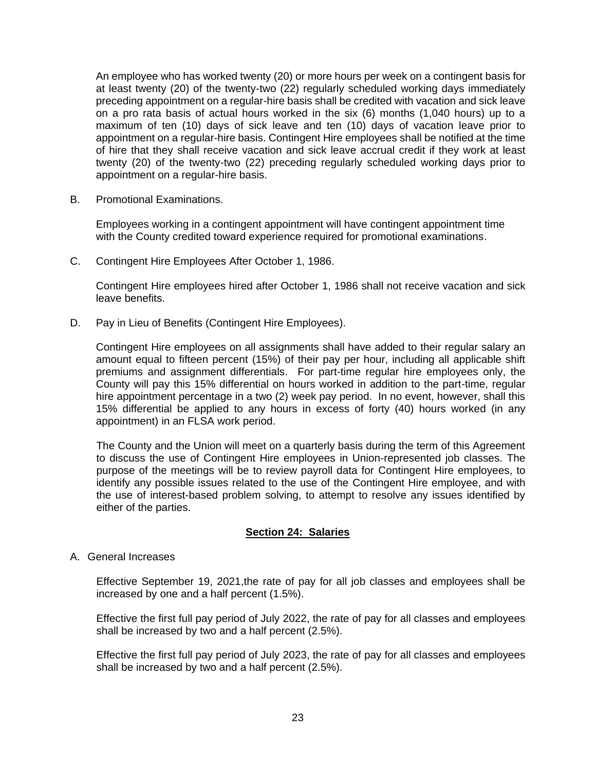An employee who has worked twenty (20) or more hours per week on a contingent basis for at least twenty (20) of the twenty-two (22) regularly scheduled working days immediately preceding appointment on a regular-hire basis shall be credited with vacation and sick leave on a pro rata basis of actual hours worked in the six (6) months (1,040 hours) up to a maximum of ten (10) days of sick leave and ten (10) days of vacation leave prior to appointment on a regular-hire basis. Contingent Hire employees shall be notified at the time of hire that they shall receive vacation and sick leave accrual credit if they work at least twenty (20) of the twenty-two (22) preceding regularly scheduled working days prior to appointment on a regular-hire basis.

B. Promotional Examinations.

Employees working in a contingent appointment will have contingent appointment time with the County credited toward experience required for promotional examinations.

C. Contingent Hire Employees After October 1, 1986.

Contingent Hire employees hired after October 1, 1986 shall not receive vacation and sick leave benefits.

D. Pay in Lieu of Benefits (Contingent Hire Employees).

Contingent Hire employees on all assignments shall have added to their regular salary an amount equal to fifteen percent (15%) of their pay per hour, including all applicable shift premiums and assignment differentials. For part-time regular hire employees only, the County will pay this 15% differential on hours worked in addition to the part-time, regular hire appointment percentage in a two (2) week pay period. In no event, however, shall this 15% differential be applied to any hours in excess of forty (40) hours worked (in any appointment) in an FLSA work period.

The County and the Union will meet on a quarterly basis during the term of this Agreement to discuss the use of Contingent Hire employees in Union-represented job classes. The purpose of the meetings will be to review payroll data for Contingent Hire employees, to identify any possible issues related to the use of the Contingent Hire employee, and with the use of interest-based problem solving, to attempt to resolve any issues identified by either of the parties.

## Section 24: Salaries

A. General Increases

Effective September 19, 2021,the rate of pay for all job classes and employees shall be increased by one and a half percent (1.5%).

Effective the first full pay period of July 2022, the rate of pay for all classes and employees shall be increased by two and a half percent (2.5%).

Effective the first full pay period of July 2023, the rate of pay for all classes and employees shall be increased by two and a half percent (2.5%).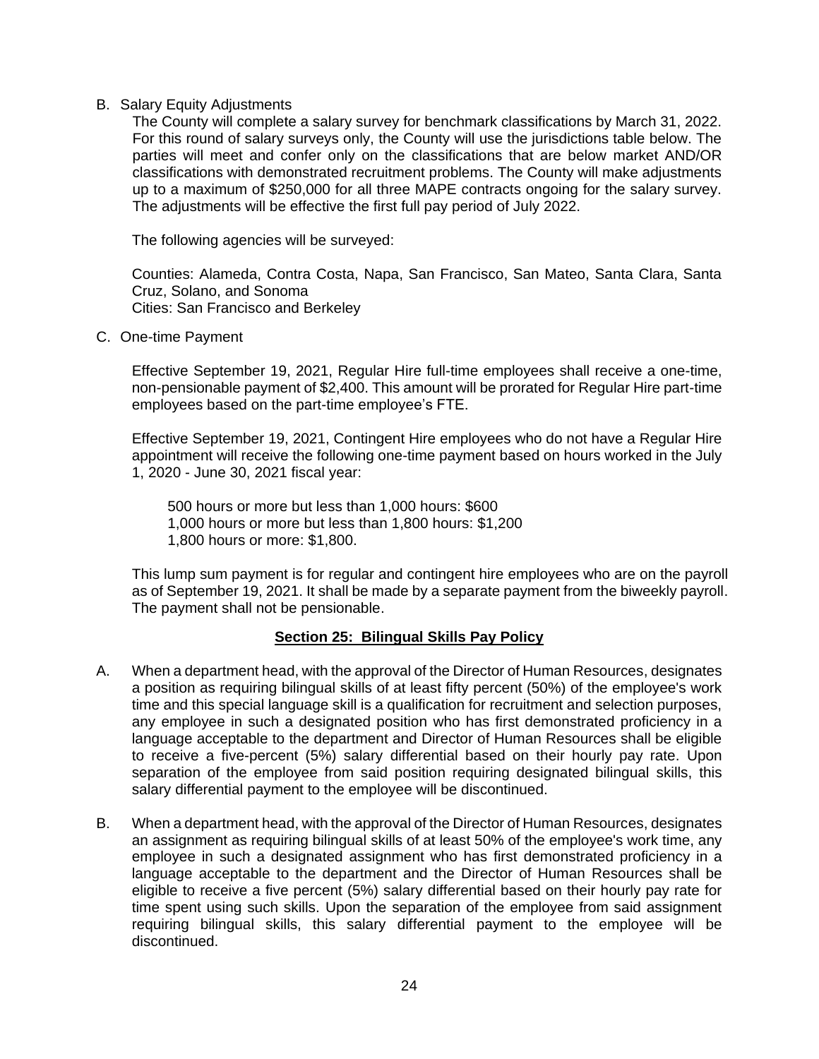B. Salary Equity Adjustments

The County will complete a salary survey for benchmark classifications by March 31, 2022. For this round of salary surveys only, the County will use the jurisdictions table below. The parties will meet and confer only on the classifications that are below market AND/OR classifications with demonstrated recruitment problems. The County will make adjustments up to a maximum of $250,000 for all three MAPE contracts ongoing for the salary survey. The adjustments will be effective the first full pay period of July 2022.

The following agencies will be surveyed:

Counties: Alameda, Contra Costa, Napa, San Francisco, San Mateo, Santa Clara, Santa Cruz, Solano, and Sonoma
Cities: San Francisco and Berkeley

C. One-time Payment

Effective September 19, 2021, Regular Hire full-time employees shall receive a one-time, non-pensionable payment of $2,400. This amount will be prorated for Regular Hire part-time employees based on the part-time employee's FTE.

Effective September 19, 2021, Contingent Hire employees who do not have a Regular Hire appointment will receive the following one-time payment based on hours worked in the July 1, 2020 - June 30, 2021 fiscal year:

500 hours or more but less than 1,000 hours: $600
1,000 hours or more but less than 1,800 hours: $1,200
1,800 hours or more: $1,800.

This lump sum payment is for regular and contingent hire employees who are on the payroll as of September 19, 2021. It shall be made by a separate payment from the biweekly payroll. The payment shall not be pensionable.

## Section 25: Bilingual Skills Pay Policy

A. When a department head, with the approval of the Director of Human Resources, designates a position as requiring bilingual skills of at least fifty percent (50%) of the employee's work time and this special language skill is a qualification for recruitment and selection purposes, any employee in such a designated position who has first demonstrated proficiency in a language acceptable to the department and Director of Human Resources shall be eligible to receive a five-percent (5%) salary differential based on their hourly pay rate. Upon separation of the employee from said position requiring designated bilingual skills, this salary differential payment to the employee will be discontinued.

B. When a department head, with the approval of the Director of Human Resources, designates an assignment as requiring bilingual skills of at least 50% of the employee's work time, any employee in such a designated assignment who has first demonstrated proficiency in a language acceptable to the department and the Director of Human Resources shall be eligible to receive a five percent (5%) salary differential based on their hourly pay rate for time spent using such skills. Upon the separation of the employee from said assignment requiring bilingual skills, this salary differential payment to the employee will be discontinued.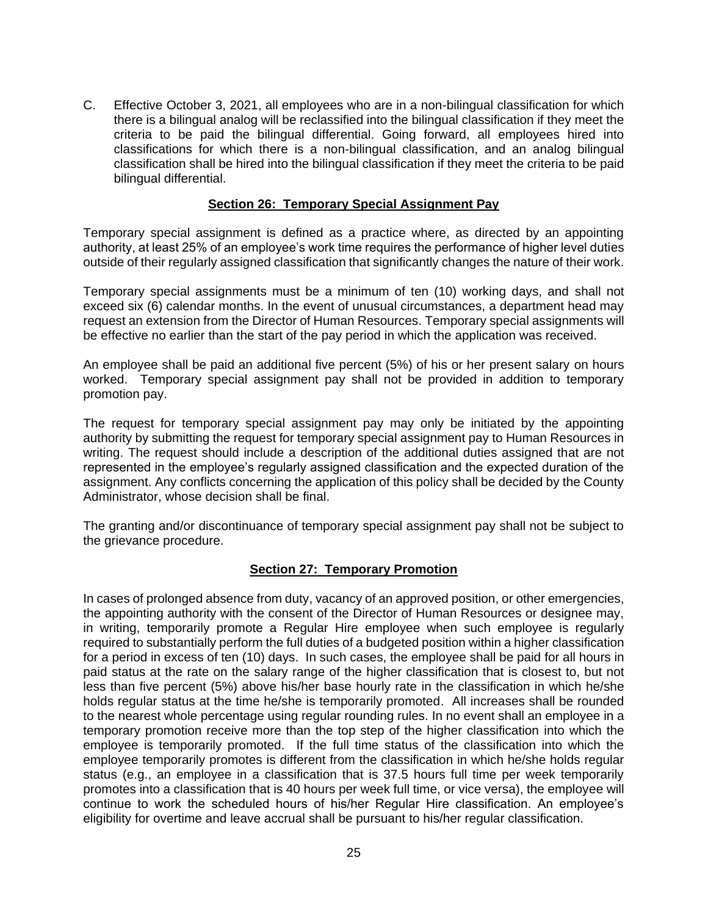C. Effective October 3, 2021, all employees who are in a non-bilingual classification for which there is a bilingual analog will be reclassified into the bilingual classification if they meet the criteria to be paid the bilingual differential. Going forward, all employees hired into classifications for which there is a non-bilingual classification, and an analog bilingual classification shall be hired into the bilingual classification if they meet the criteria to be paid bilingual differential.

## Section 26: Temporary Special Assignment Pay

Temporary special assignment is defined as a practice where, as directed by an appointing authority, at least 25% of an employee's work time requires the performance of higher level duties outside of their regularly assigned classification that significantly changes the nature of their work.

Temporary special assignments must be a minimum of ten (10) working days, and shall not exceed six (6) calendar months. In the event of unusual circumstances, a department head may request an extension from the Director of Human Resources. Temporary special assignments will be effective no earlier than the start of the pay period in which the application was received.

An employee shall be paid an additional five percent (5%) of his or her present salary on hours worked. Temporary special assignment pay shall not be provided in addition to temporary promotion pay.

The request for temporary special assignment pay may only be initiated by the appointing authority by submitting the request for temporary special assignment pay to Human Resources in writing. The request should include a description of the additional duties assigned that are not represented in the employee's regularly assigned classification and the expected duration of the assignment. Any conflicts concerning the application of this policy shall be decided by the County Administrator, whose decision shall be final.

The granting and/or discontinuance of temporary special assignment pay shall not be subject to the grievance procedure.

## Section 27: Temporary Promotion

In cases of prolonged absence from duty, vacancy of an approved position, or other emergencies, the appointing authority with the consent of the Director of Human Resources or designee may, in writing, temporarily promote a Regular Hire employee when such employee is regularly required to substantially perform the full duties of a budgeted position within a higher classification for a period in excess of ten (10) days. In such cases, the employee shall be paid for all hours in paid status at the rate on the salary range of the higher classification that is closest to, but not less than five percent (5%) above his/her base hourly rate in the classification in which he/she holds regular status at the time he/she is temporarily promoted. All increases shall be rounded to the nearest whole percentage using regular rounding rules. In no event shall an employee in a temporary promotion receive more than the top step of the higher classification into which the employee is temporarily promoted. If the full time status of the classification into which the employee temporarily promotes is different from the classification in which he/she holds regular status (e.g., an employee in a classification that is 37.5 hours full time per week temporarily promotes into a classification that is 40 hours per week full time, or vice versa), the employee will continue to work the scheduled hours of his/her Regular Hire classification. An employee's eligibility for overtime and leave accrual shall be pursuant to his/her regular classification.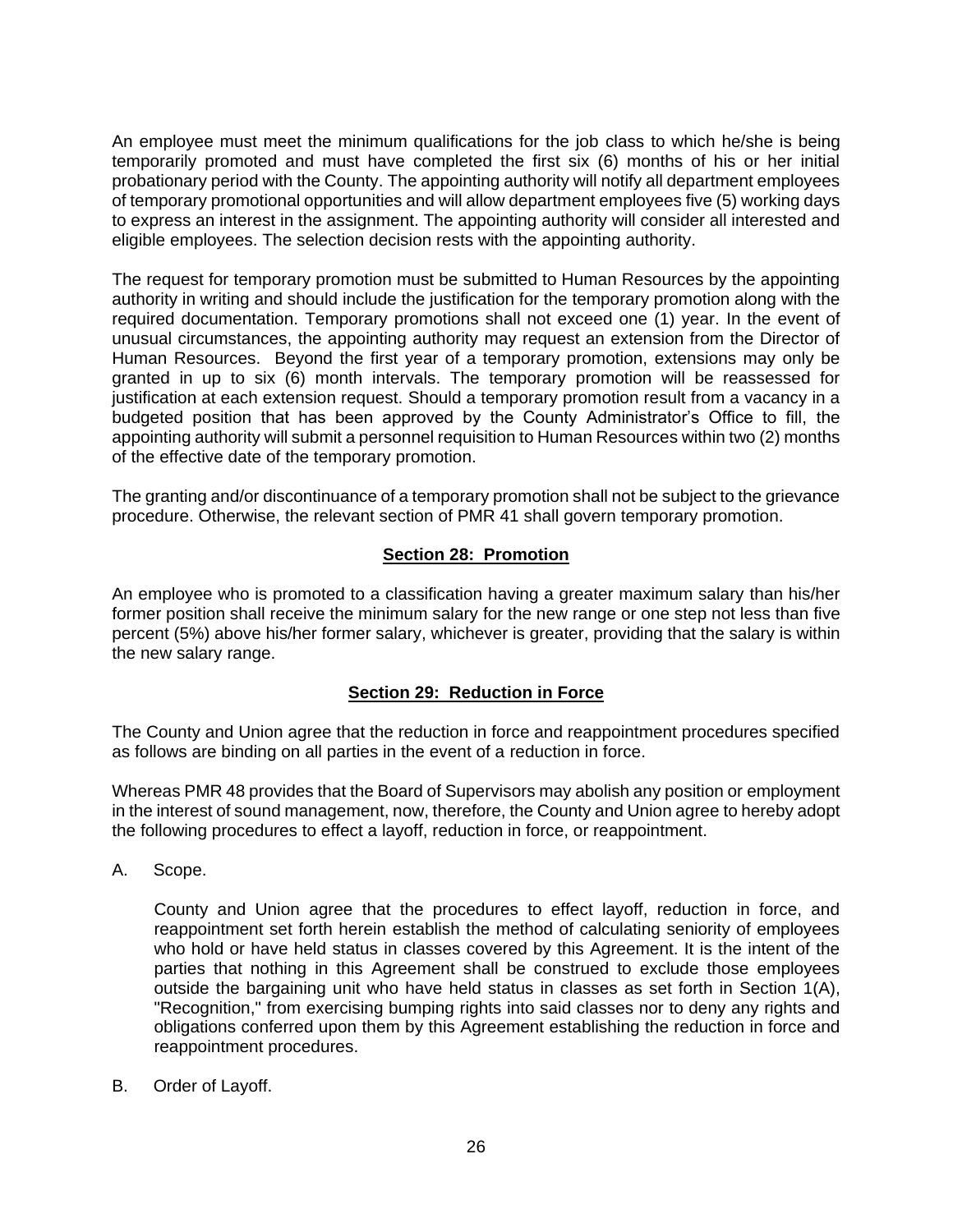An employee must meet the minimum qualifications for the job class to which he/she is being temporarily promoted and must have completed the first six (6) months of his or her initial probationary period with the County. The appointing authority will notify all department employees of temporary promotional opportunities and will allow department employees five (5) working days to express an interest in the assignment. The appointing authority will consider all interested and eligible employees. The selection decision rests with the appointing authority.

The request for temporary promotion must be submitted to Human Resources by the appointing authority in writing and should include the justification for the temporary promotion along with the required documentation. Temporary promotions shall not exceed one (1) year. In the event of unusual circumstances, the appointing authority may request an extension from the Director of Human Resources. Beyond the first year of a temporary promotion, extensions may only be granted in up to six (6) month intervals. The temporary promotion will be reassessed for justification at each extension request. Should a temporary promotion result from a vacancy in a budgeted position that has been approved by the County Administrator's Office to fill, the appointing authority will submit a personnel requisition to Human Resources within two (2) months of the effective date of the temporary promotion.

The granting and/or discontinuance of a temporary promotion shall not be subject to the grievance procedure. Otherwise, the relevant section of PMR 41 shall govern temporary promotion.

## Section 28: Promotion

An employee who is promoted to a classification having a greater maximum salary than his/her former position shall receive the minimum salary for the new range or one step not less than five percent (5%) above his/her former salary, whichever is greater, providing that the salary is within the new salary range.

## Section 29: Reduction in Force

The County and Union agree that the reduction in force and reappointment procedures specified as follows are binding on all parties in the event of a reduction in force.

Whereas PMR 48 provides that the Board of Supervisors may abolish any position or employment in the interest of sound management, now, therefore, the County and Union agree to hereby adopt the following procedures to effect a layoff, reduction in force, or reappointment.

A. Scope.

County and Union agree that the procedures to effect layoff, reduction in force, and reappointment set forth herein establish the method of calculating seniority of employees who hold or have held status in classes covered by this Agreement. It is the intent of the parties that nothing in this Agreement shall be construed to exclude those employees outside the bargaining unit who have held status in classes as set forth in Section 1(A), "Recognition," from exercising bumping rights into said classes nor to deny any rights and obligations conferred upon them by this Agreement establishing the reduction in force and reappointment procedures.

B. Order of Layoff.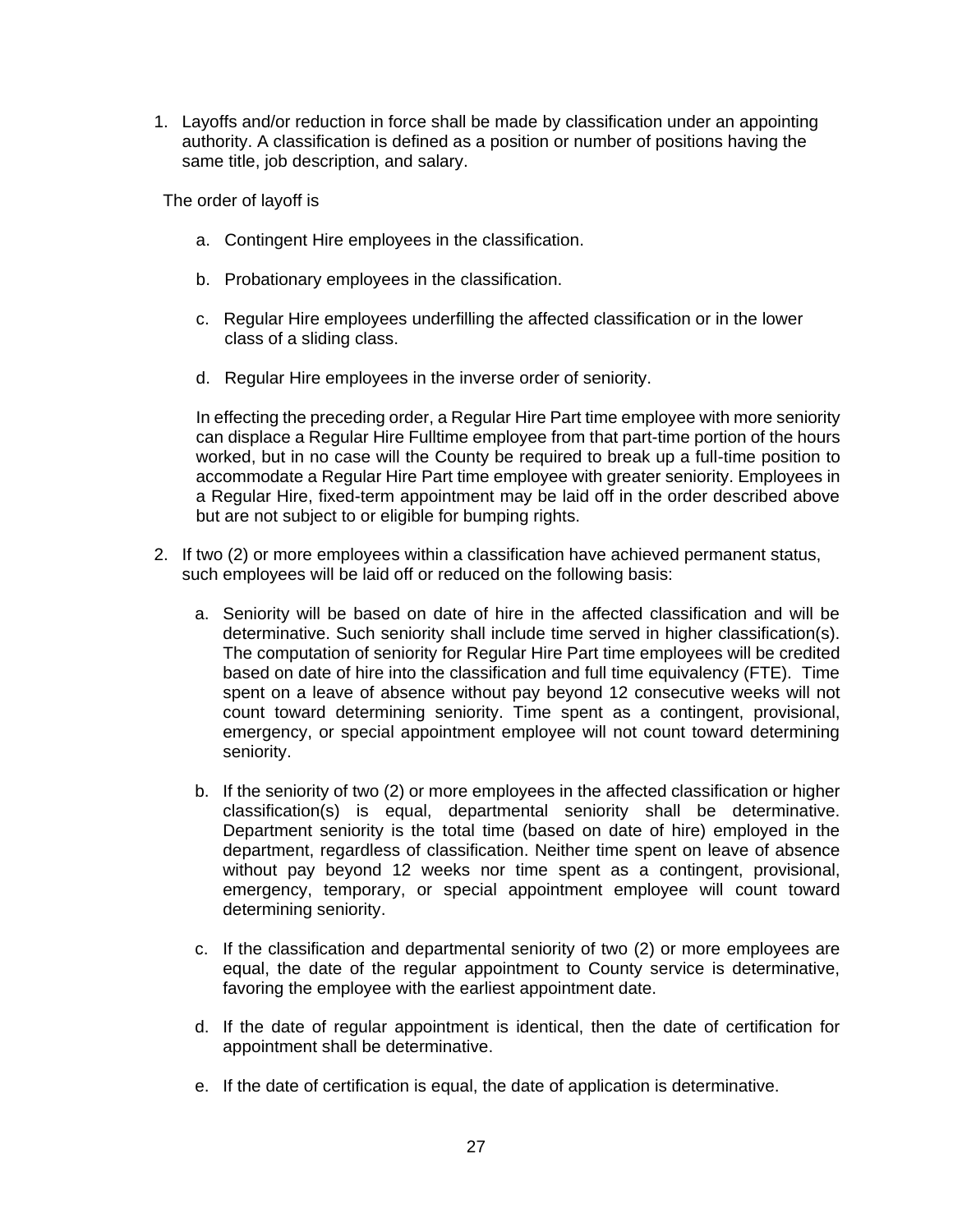1. Layoffs and/or reduction in force shall be made by classification under an appointing authority. A classification is defined as a position or number of positions having the same title, job description, and salary.

   The order of layoff is

   a. Contingent Hire employees in the classification.

   b. Probationary employees in the classification.

   c. Regular Hire employees underfilling the affected classification or in the lower class of a sliding class.

   d. Regular Hire employees in the inverse order of seniority.

   In effecting the preceding order, a Regular Hire Part time employee with more seniority can displace a Regular Hire Fulltime employee from that part-time portion of the hours worked, but in no case will the County be required to break up a full-time position to accommodate a Regular Hire Part time employee with greater seniority. Employees in a Regular Hire, fixed-term appointment may be laid off in the order described above but are not subject to or eligible for bumping rights.

2. If two (2) or more employees within a classification have achieved permanent status, such employees will be laid off or reduced on the following basis:

   a. Seniority will be based on date of hire in the affected classification and will be determinative. Such seniority shall include time served in higher classification(s). The computation of seniority for Regular Hire Part time employees will be credited based on date of hire into the classification and full time equivalency (FTE). Time spent on a leave of absence without pay beyond 12 consecutive weeks will not count toward determining seniority. Time spent as a contingent, provisional, emergency, or special appointment employee will not count toward determining seniority.

   b. If the seniority of two (2) or more employees in the affected classification or higher classification(s) is equal, departmental seniority shall be determinative. Department seniority is the total time (based on date of hire) employed in the department, regardless of classification. Neither time spent on leave of absence without pay beyond 12 weeks nor time spent as a contingent, provisional, emergency, temporary, or special appointment employee will count toward determining seniority.

   c. If the classification and departmental seniority of two (2) or more employees are equal, the date of the regular appointment to County service is determinative, favoring the employee with the earliest appointment date.

   d. If the date of regular appointment is identical, then the date of certification for appointment shall be determinative.

   e. If the date of certification is equal, the date of application is determinative.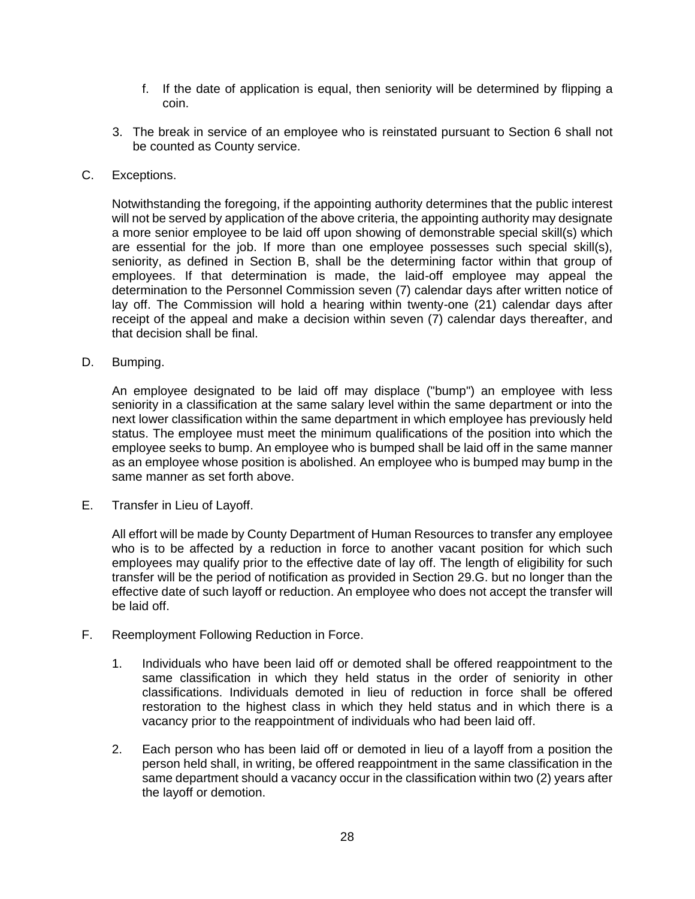f. If the date of application is equal, then seniority will be determined by flipping a coin.

3. The break in service of an employee who is reinstated pursuant to Section 6 shall not be counted as County service.

C. Exceptions.

Notwithstanding the foregoing, if the appointing authority determines that the public interest will not be served by application of the above criteria, the appointing authority may designate a more senior employee to be laid off upon showing of demonstrable special skill(s) which are essential for the job. If more than one employee possesses such special skill(s), seniority, as defined in Section B, shall be the determining factor within that group of employees. If that determination is made, the laid-off employee may appeal the determination to the Personnel Commission seven (7) calendar days after written notice of lay off. The Commission will hold a hearing within twenty-one (21) calendar days after receipt of the appeal and make a decision within seven (7) calendar days thereafter, and that decision shall be final.

D. Bumping.

An employee designated to be laid off may displace ("bump") an employee with less seniority in a classification at the same salary level within the same department or into the next lower classification within the same department in which employee has previously held status. The employee must meet the minimum qualifications of the position into which the employee seeks to bump. An employee who is bumped shall be laid off in the same manner as an employee whose position is abolished. An employee who is bumped may bump in the same manner as set forth above.

E. Transfer in Lieu of Layoff.

All effort will be made by County Department of Human Resources to transfer any employee who is to be affected by a reduction in force to another vacant position for which such employees may qualify prior to the effective date of lay off. The length of eligibility for such transfer will be the period of notification as provided in Section 29.G. but no longer than the effective date of such layoff or reduction. An employee who does not accept the transfer will be laid off.

F. Reemployment Following Reduction in Force.

1. Individuals who have been laid off or demoted shall be offered reappointment to the same classification in which they held status in the order of seniority in other classifications. Individuals demoted in lieu of reduction in force shall be offered restoration to the highest class in which they held status and in which there is a vacancy prior to the reappointment of individuals who had been laid off.

2. Each person who has been laid off or demoted in lieu of a layoff from a position the person held shall, in writing, be offered reappointment in the same classification in the same department should a vacancy occur in the classification within two (2) years after the layoff or demotion.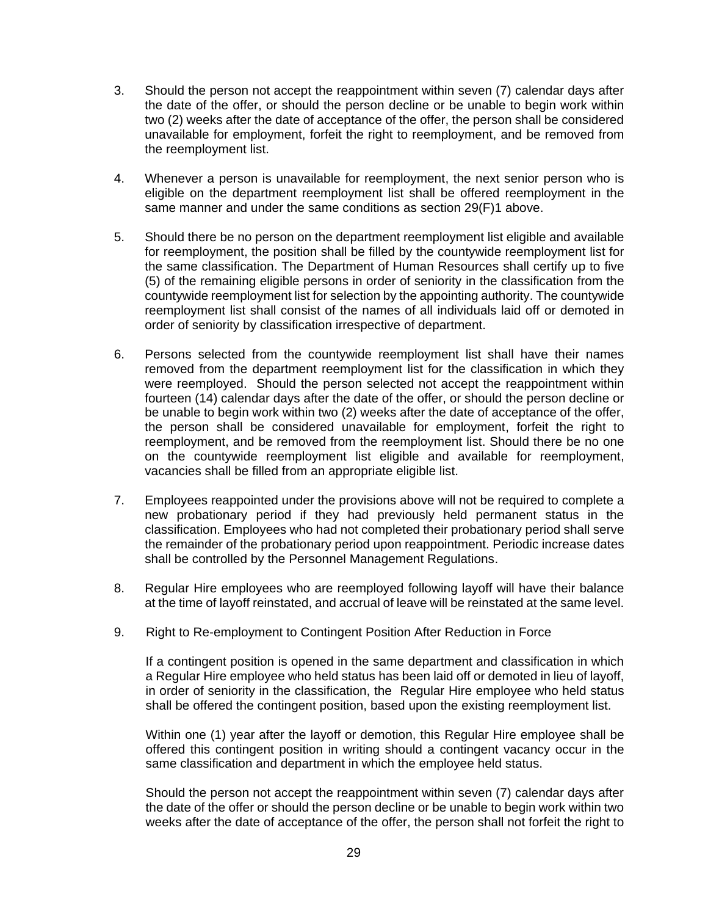3. Should the person not accept the reappointment within seven (7) calendar days after the date of the offer, or should the person decline or be unable to begin work within two (2) weeks after the date of acceptance of the offer, the person shall be considered unavailable for employment, forfeit the right to reemployment, and be removed from the reemployment list.

4. Whenever a person is unavailable for reemployment, the next senior person who is eligible on the department reemployment list shall be offered reemployment in the same manner and under the same conditions as section 29(F)1 above.

5. Should there be no person on the department reemployment list eligible and available for reemployment, the position shall be filled by the countywide reemployment list for the same classification. The Department of Human Resources shall certify up to five (5) of the remaining eligible persons in order of seniority in the classification from the countywide reemployment list for selection by the appointing authority. The countywide reemployment list shall consist of the names of all individuals laid off or demoted in order of seniority by classification irrespective of department.

6. Persons selected from the countywide reemployment list shall have their names removed from the department reemployment list for the classification in which they were reemployed. Should the person selected not accept the reappointment within fourteen (14) calendar days after the date of the offer, or should the person decline or be unable to begin work within two (2) weeks after the date of acceptance of the offer, the person shall be considered unavailable for employment, forfeit the right to reemployment, and be removed from the reemployment list. Should there be no one on the countywide reemployment list eligible and available for reemployment, vacancies shall be filled from an appropriate eligible list.

7. Employees reappointed under the provisions above will not be required to complete a new probationary period if they had previously held permanent status in the classification. Employees who had not completed their probationary period shall serve the remainder of the probationary period upon reappointment. Periodic increase dates shall be controlled by the Personnel Management Regulations.

8. Regular Hire employees who are reemployed following layoff will have their balance at the time of layoff reinstated, and accrual of leave will be reinstated at the same level.

9. Right to Re-employment to Contingent Position After Reduction in Force

   If a contingent position is opened in the same department and classification in which a Regular Hire employee who held status has been laid off or demoted in lieu of layoff, in order of seniority in the classification, the Regular Hire employee who held status shall be offered the contingent position, based upon the existing reemployment list.

   Within one (1) year after the layoff or demotion, this Regular Hire employee shall be offered this contingent position in writing should a contingent vacancy occur in the same classification and department in which the employee held status.

   Should the person not accept the reappointment within seven (7) calendar days after the date of the offer or should the person decline or be unable to begin work within two weeks after the date of acceptance of the offer, the person shall not forfeit the right to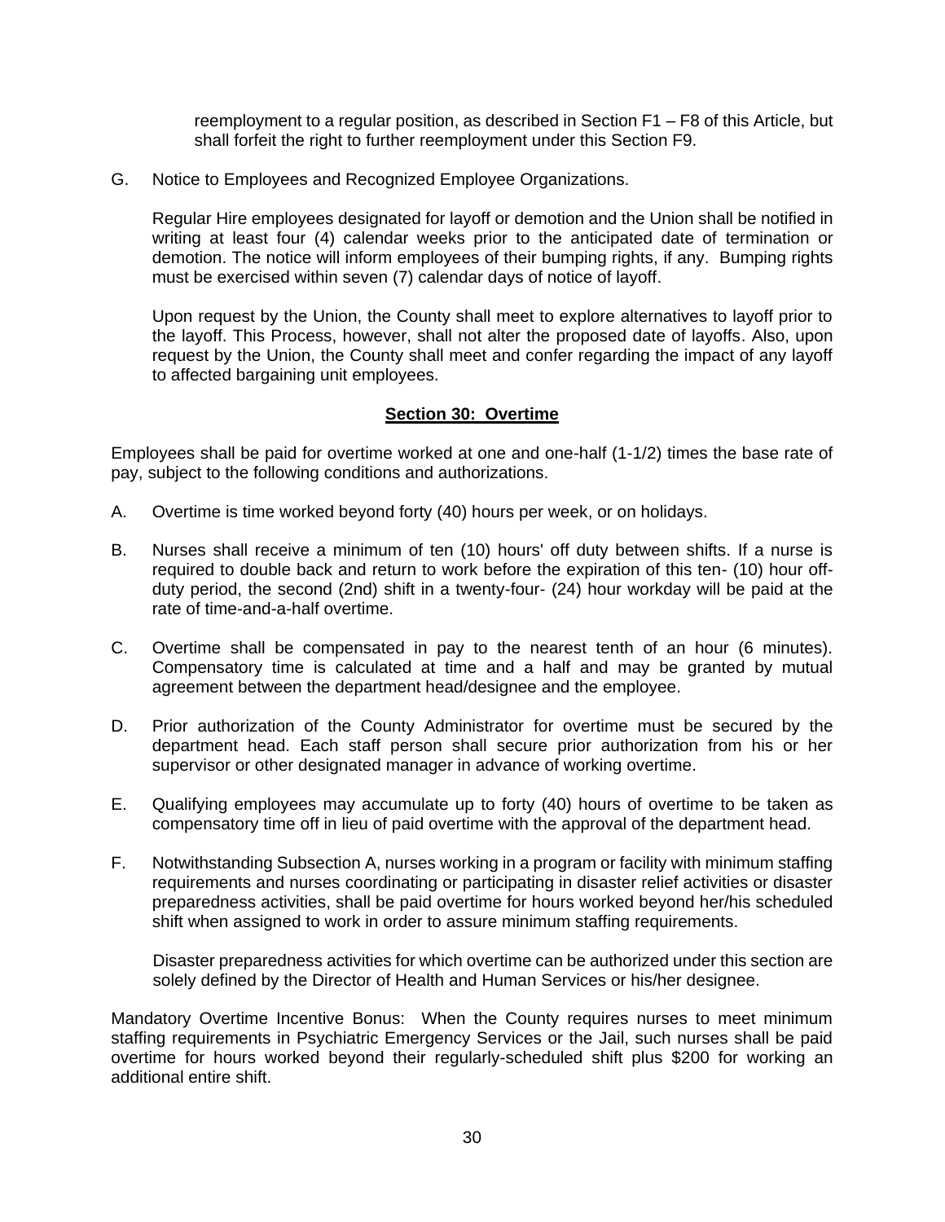reemployment to a regular position, as described in Section F1 – F8 of this Article, but shall forfeit the right to further reemployment under this Section F9.

G. Notice to Employees and Recognized Employee Organizations.

Regular Hire employees designated for layoff or demotion and the Union shall be notified in writing at least four (4) calendar weeks prior to the anticipated date of termination or demotion. The notice will inform employees of their bumping rights, if any. Bumping rights must be exercised within seven (7) calendar days of notice of layoff.

Upon request by the Union, the County shall meet to explore alternatives to layoff prior to the layoff. This Process, however, shall not alter the proposed date of layoffs. Also, upon request by the Union, the County shall meet and confer regarding the impact of any layoff to affected bargaining unit employees.

## Section 30: Overtime

Employees shall be paid for overtime worked at one and one-half (1-1/2) times the base rate of pay, subject to the following conditions and authorizations.

A. Overtime is time worked beyond forty (40) hours per week, or on holidays.

B. Nurses shall receive a minimum of ten (10) hours' off duty between shifts. If a nurse is required to double back and return to work before the expiration of this ten- (10) hour off-duty period, the second (2nd) shift in a twenty-four- (24) hour workday will be paid at the rate of time-and-a-half overtime.

C. Overtime shall be compensated in pay to the nearest tenth of an hour (6 minutes). Compensatory time is calculated at time and a half and may be granted by mutual agreement between the department head/designee and the employee.

D. Prior authorization of the County Administrator for overtime must be secured by the department head. Each staff person shall secure prior authorization from his or her supervisor or other designated manager in advance of working overtime.

E. Qualifying employees may accumulate up to forty (40) hours of overtime to be taken as compensatory time off in lieu of paid overtime with the approval of the department head.

F. Notwithstanding Subsection A, nurses working in a program or facility with minimum staffing requirements and nurses coordinating or participating in disaster relief activities or disaster preparedness activities, shall be paid overtime for hours worked beyond her/his scheduled shift when assigned to work in order to assure minimum staffing requirements.

Disaster preparedness activities for which overtime can be authorized under this section are solely defined by the Director of Health and Human Services or his/her designee.

Mandatory Overtime Incentive Bonus: When the County requires nurses to meet minimum staffing requirements in Psychiatric Emergency Services or the Jail, such nurses shall be paid overtime for hours worked beyond their regularly-scheduled shift plus $200 for working an additional entire shift.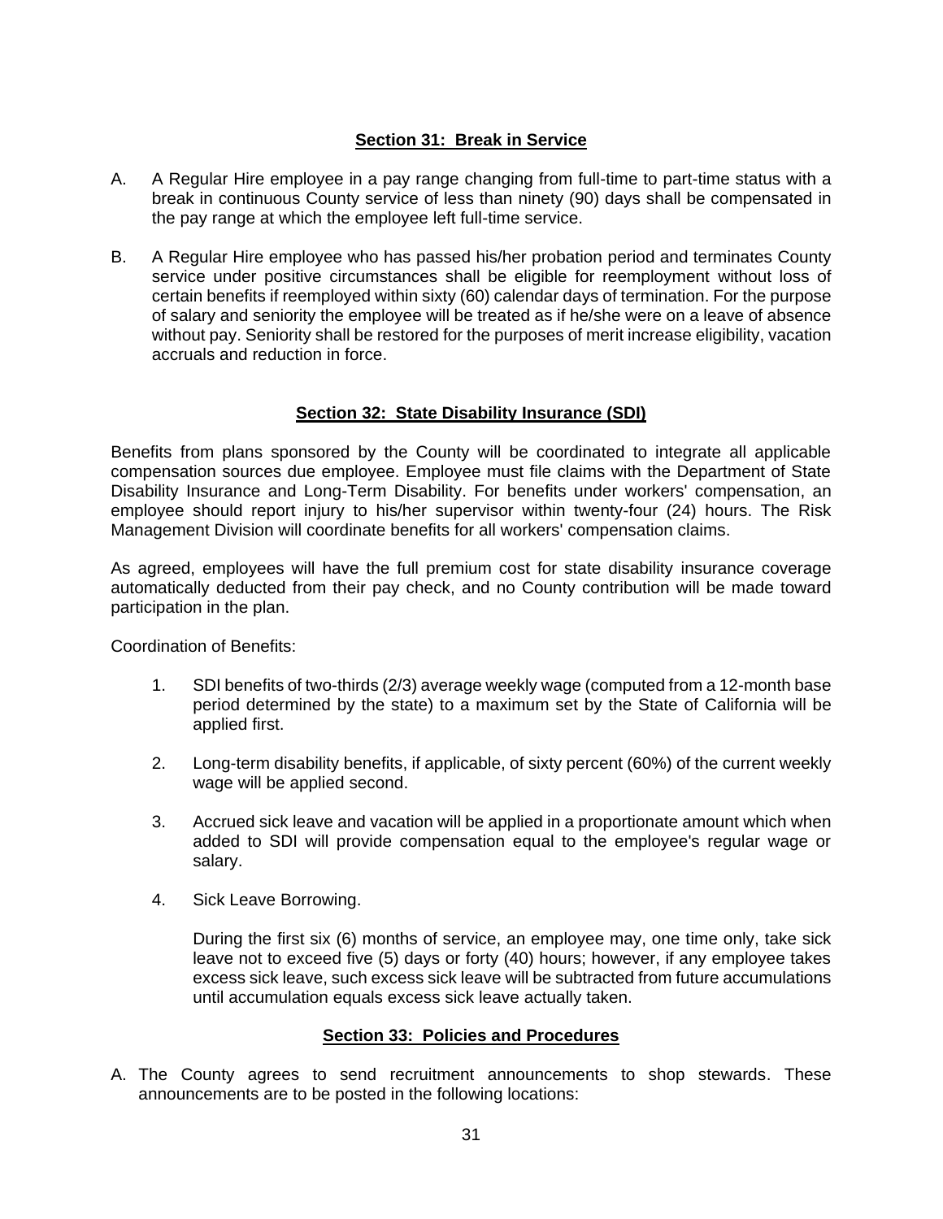## Section 31: Break in Service

A. A Regular Hire employee in a pay range changing from full-time to part-time status with a break in continuous County service of less than ninety (90) days shall be compensated in the pay range at which the employee left full-time service.

B. A Regular Hire employee who has passed his/her probation period and terminates County service under positive circumstances shall be eligible for reemployment without loss of certain benefits if reemployed within sixty (60) calendar days of termination. For the purpose of salary and seniority the employee will be treated as if he/she were on a leave of absence without pay. Seniority shall be restored for the purposes of merit increase eligibility, vacation accruals and reduction in force.

## Section 32: State Disability Insurance (SDI)

Benefits from plans sponsored by the County will be coordinated to integrate all applicable compensation sources due employee. Employee must file claims with the Department of State Disability Insurance and Long-Term Disability. For benefits under workers' compensation, an employee should report injury to his/her supervisor within twenty-four (24) hours. The Risk Management Division will coordinate benefits for all workers' compensation claims.

As agreed, employees will have the full premium cost for state disability insurance coverage automatically deducted from their pay check, and no County contribution will be made toward participation in the plan.

Coordination of Benefits:

1. SDI benefits of two-thirds (2/3) average weekly wage (computed from a 12-month base period determined by the state) to a maximum set by the State of California will be applied first.

2. Long-term disability benefits, if applicable, of sixty percent (60%) of the current weekly wage will be applied second.

3. Accrued sick leave and vacation will be applied in a proportionate amount which when added to SDI will provide compensation equal to the employee's regular wage or salary.

4. Sick Leave Borrowing.

   During the first six (6) months of service, an employee may, one time only, take sick leave not to exceed five (5) days or forty (40) hours; however, if any employee takes excess sick leave, such excess sick leave will be subtracted from future accumulations until accumulation equals excess sick leave actually taken.

## Section 33: Policies and Procedures

A. The County agrees to send recruitment announcements to shop stewards. These announcements are to be posted in the following locations: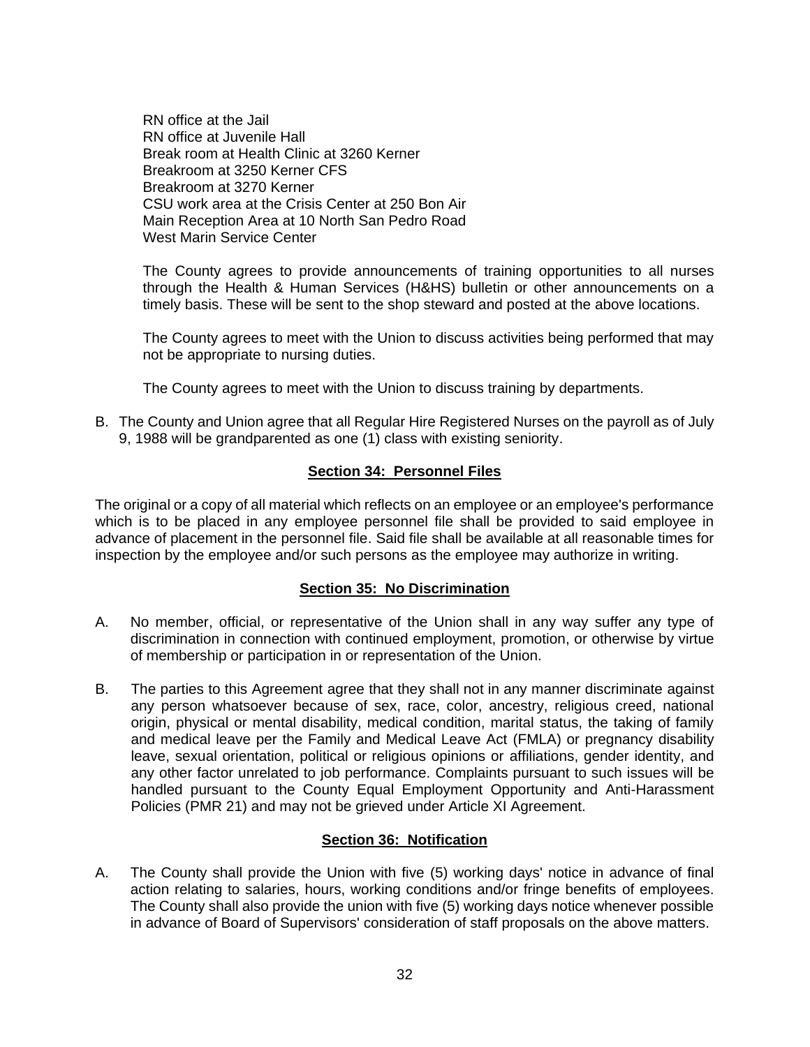RN office at the Jail
RN office at Juvenile Hall
Break room at Health Clinic at 3260 Kerner
Breakroom at 3250 Kerner CFS
Breakroom at 3270 Kerner
CSU work area at the Crisis Center at 250 Bon Air
Main Reception Area at 10 North San Pedro Road
West Marin Service Center

The County agrees to provide announcements of training opportunities to all nurses through the Health & Human Services (H&HS) bulletin or other announcements on a timely basis. These will be sent to the shop steward and posted at the above locations.

The County agrees to meet with the Union to discuss activities being performed that may not be appropriate to nursing duties.

The County agrees to meet with the Union to discuss training by departments.

B. The County and Union agree that all Regular Hire Registered Nurses on the payroll as of July 9, 1988 will be grandparented as one (1) class with existing seniority.

## Section 34: Personnel Files

The original or a copy of all material which reflects on an employee or an employee's performance which is to be placed in any employee personnel file shall be provided to said employee in advance of placement in the personnel file. Said file shall be available at all reasonable times for inspection by the employee and/or such persons as the employee may authorize in writing.

## Section 35: No Discrimination

A. No member, official, or representative of the Union shall in any way suffer any type of discrimination in connection with continued employment, promotion, or otherwise by virtue of membership or participation in or representation of the Union.

B. The parties to this Agreement agree that they shall not in any manner discriminate against any person whatsoever because of sex, race, color, ancestry, religious creed, national origin, physical or mental disability, medical condition, marital status, the taking of family and medical leave per the Family and Medical Leave Act (FMLA) or pregnancy disability leave, sexual orientation, political or religious opinions or affiliations, gender identity, and any other factor unrelated to job performance. Complaints pursuant to such issues will be handled pursuant to the County Equal Employment Opportunity and Anti-Harassment Policies (PMR 21) and may not be grieved under Article XI Agreement.

## Section 36: Notification

A. The County shall provide the Union with five (5) working days' notice in advance of final action relating to salaries, hours, working conditions and/or fringe benefits of employees. The County shall also provide the union with five (5) working days notice whenever possible in advance of Board of Supervisors' consideration of staff proposals on the above matters.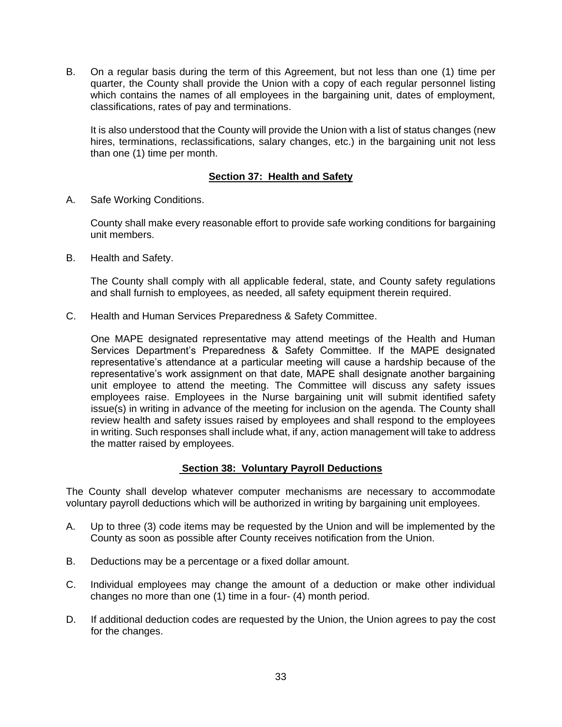B. On a regular basis during the term of this Agreement, but not less than one (1) time per quarter, the County shall provide the Union with a copy of each regular personnel listing which contains the names of all employees in the bargaining unit, dates of employment, classifications, rates of pay and terminations.

   It is also understood that the County will provide the Union with a list of status changes (new hires, terminations, reclassifications, salary changes, etc.) in the bargaining unit not less than one (1) time per month.

## Section 37: Health and Safety

A. Safe Working Conditions.

   County shall make every reasonable effort to provide safe working conditions for bargaining unit members.

B. Health and Safety.

   The County shall comply with all applicable federal, state, and County safety regulations and shall furnish to employees, as needed, all safety equipment therein required.

C. Health and Human Services Preparedness & Safety Committee.

   One MAPE designated representative may attend meetings of the Health and Human Services Department's Preparedness & Safety Committee. If the MAPE designated representative's attendance at a particular meeting will cause a hardship because of the representative's work assignment on that date, MAPE shall designate another bargaining unit employee to attend the meeting. The Committee will discuss any safety issues employees raise. Employees in the Nurse bargaining unit will submit identified safety issue(s) in writing in advance of the meeting for inclusion on the agenda. The County shall review health and safety issues raised by employees and shall respond to the employees in writing. Such responses shall include what, if any, action management will take to address the matter raised by employees.

## Section 38: Voluntary Payroll Deductions

The County shall develop whatever computer mechanisms are necessary to accommodate voluntary payroll deductions which will be authorized in writing by bargaining unit employees.

A. Up to three (3) code items may be requested by the Union and will be implemented by the County as soon as possible after County receives notification from the Union.

B. Deductions may be a percentage or a fixed dollar amount.

C. Individual employees may change the amount of a deduction or make other individual changes no more than one (1) time in a four- (4) month period.

D. If additional deduction codes are requested by the Union, the Union agrees to pay the cost for the changes.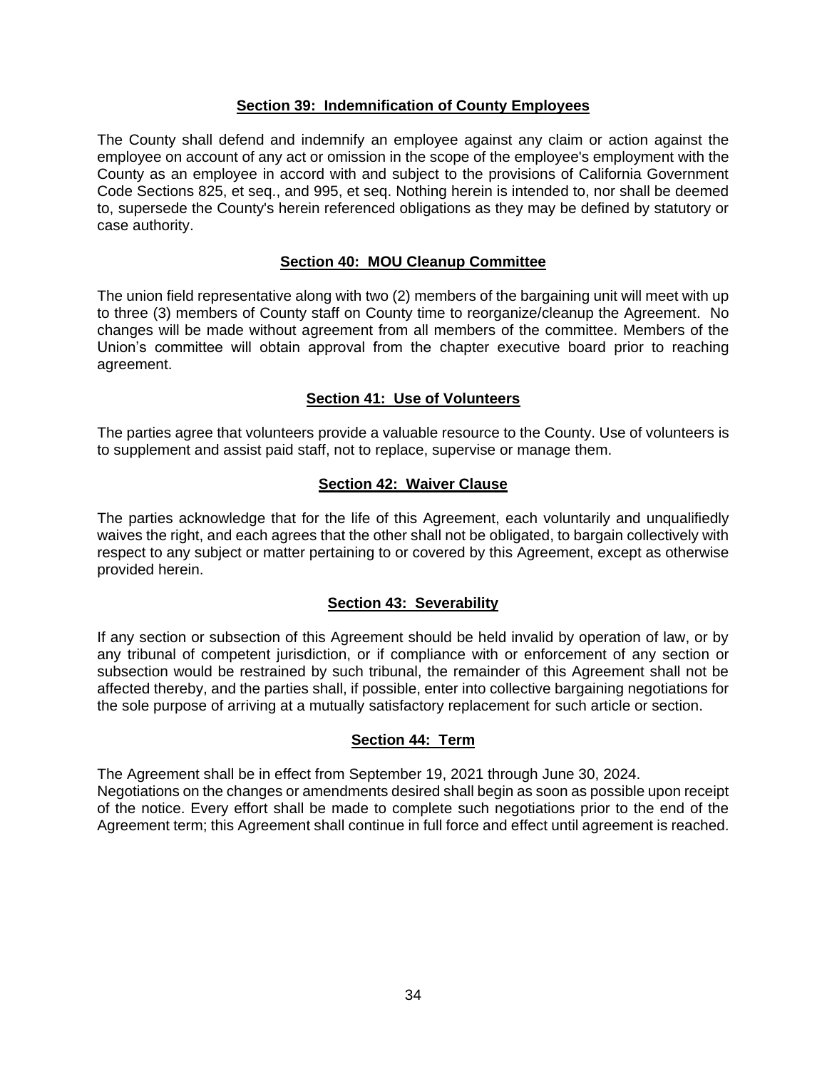## Section 39: Indemnification of County Employees

The County shall defend and indemnify an employee against any claim or action against the employee on account of any act or omission in the scope of the employee's employment with the County as an employee in accord with and subject to the provisions of California Government Code Sections 825, et seq., and 995, et seq. Nothing herein is intended to, nor shall be deemed to, supersede the County's herein referenced obligations as they may be defined by statutory or case authority.

## Section 40: MOU Cleanup Committee

The union field representative along with two (2) members of the bargaining unit will meet with up to three (3) members of County staff on County time to reorganize/cleanup the Agreement. No changes will be made without agreement from all members of the committee. Members of the Union's committee will obtain approval from the chapter executive board prior to reaching agreement.

## Section 41: Use of Volunteers

The parties agree that volunteers provide a valuable resource to the County. Use of volunteers is to supplement and assist paid staff, not to replace, supervise or manage them.

## Section 42: Waiver Clause

The parties acknowledge that for the life of this Agreement, each voluntarily and unqualifiedly waives the right, and each agrees that the other shall not be obligated, to bargain collectively with respect to any subject or matter pertaining to or covered by this Agreement, except as otherwise provided herein.

## Section 43: Severability

If any section or subsection of this Agreement should be held invalid by operation of law, or by any tribunal of competent jurisdiction, or if compliance with or enforcement of any section or subsection would be restrained by such tribunal, the remainder of this Agreement shall not be affected thereby, and the parties shall, if possible, enter into collective bargaining negotiations for the sole purpose of arriving at a mutually satisfactory replacement for such article or section.

## Section 44: Term

The Agreement shall be in effect from September 19, 2021 through June 30, 2024.
Negotiations on the changes or amendments desired shall begin as soon as possible upon receipt of the notice. Every effort shall be made to complete such negotiations prior to the end of the Agreement term; this Agreement shall continue in full force and effect until agreement is reached.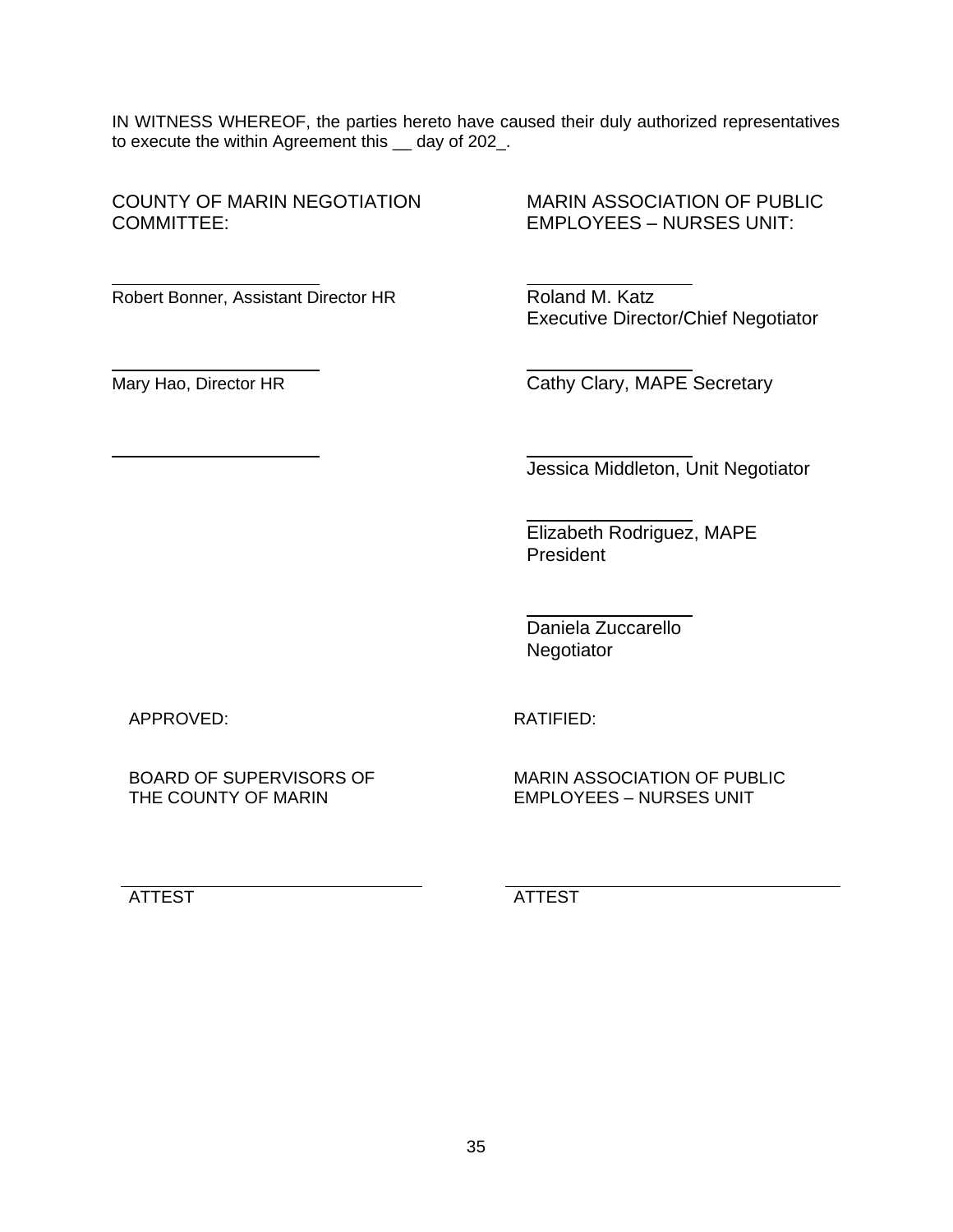IN WITNESS WHEREOF, the parties hereto have caused their duly authorized representatives to execute the within Agreement this __ day of 202_.

| COUNTY OF MARIN NEGOTIATION COMMITTEE: | MARIN ASSOCIATION OF PUBLIC EMPLOYEES – NURSES UNIT: |
|---|---|
| ______________________ | ______________________ |
| Robert Bonner, Assistant Director HR | Roland M. Katz<br>Executive Director/Chief Negotiator |
| ______________________ | ______________________ |
| Mary Hao, Director HR | Cathy Clary, MAPE Secretary |
| ______________________ | ______________________ |
| | Jessica Middleton, Unit Negotiator |
| | ______________________ |
| | Elizabeth Rodriguez, MAPE President |
| | ______________________ |
| | Daniela Zuccarello<br>Negotiator |

| APPROVED: | RATIFIED: |
|---|---|
| BOARD OF SUPERVISORS OF THE COUNTY OF MARIN | MARIN ASSOCIATION OF PUBLIC EMPLOYEES – NURSES UNIT |
| ______________________ | ______________________ |
| ATTEST | ATTEST |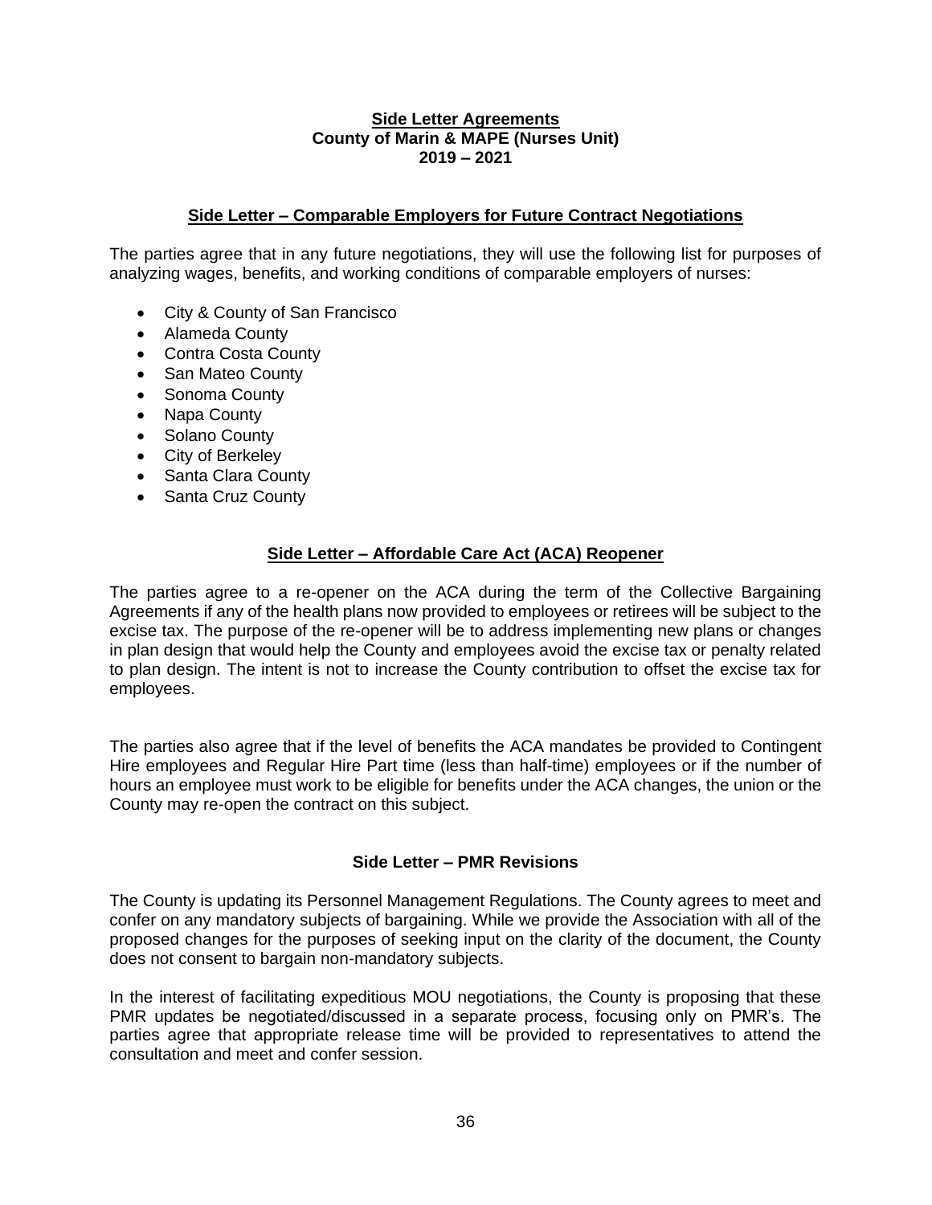# Side Letter Agreements
## County of Marin & MAPE (Nurses Unit)
## 2019 – 2021

### Side Letter – Comparable Employers for Future Contract Negotiations

The parties agree that in any future negotiations, they will use the following list for purposes of analyzing wages, benefits, and working conditions of comparable employers of nurses:

- City & County of San Francisco
- Alameda County
- Contra Costa County
- San Mateo County
- Sonoma County
- Napa County
- Solano County
- City of Berkeley
- Santa Clara County
- Santa Cruz County

### Side Letter – Affordable Care Act (ACA) Reopener

The parties agree to a re-opener on the ACA during the term of the Collective Bargaining Agreements if any of the health plans now provided to employees or retirees will be subject to the excise tax. The purpose of the re-opener will be to address implementing new plans or changes in plan design that would help the County and employees avoid the excise tax or penalty related to plan design. The intent is not to increase the County contribution to offset the excise tax for employees.

The parties also agree that if the level of benefits the ACA mandates be provided to Contingent Hire employees and Regular Hire Part time (less than half-time) employees or if the number of hours an employee must work to be eligible for benefits under the ACA changes, the union or the County may re-open the contract on this subject.

### Side Letter – PMR Revisions

The County is updating its Personnel Management Regulations. The County agrees to meet and confer on any mandatory subjects of bargaining. While we provide the Association with all of the proposed changes for the purposes of seeking input on the clarity of the document, the County does not consent to bargain non-mandatory subjects.

In the interest of facilitating expeditious MOU negotiations, the County is proposing that these PMR updates be negotiated/discussed in a separate process, focusing only on PMR's. The parties agree that appropriate release time will be provided to representatives to attend the consultation and meet and confer session.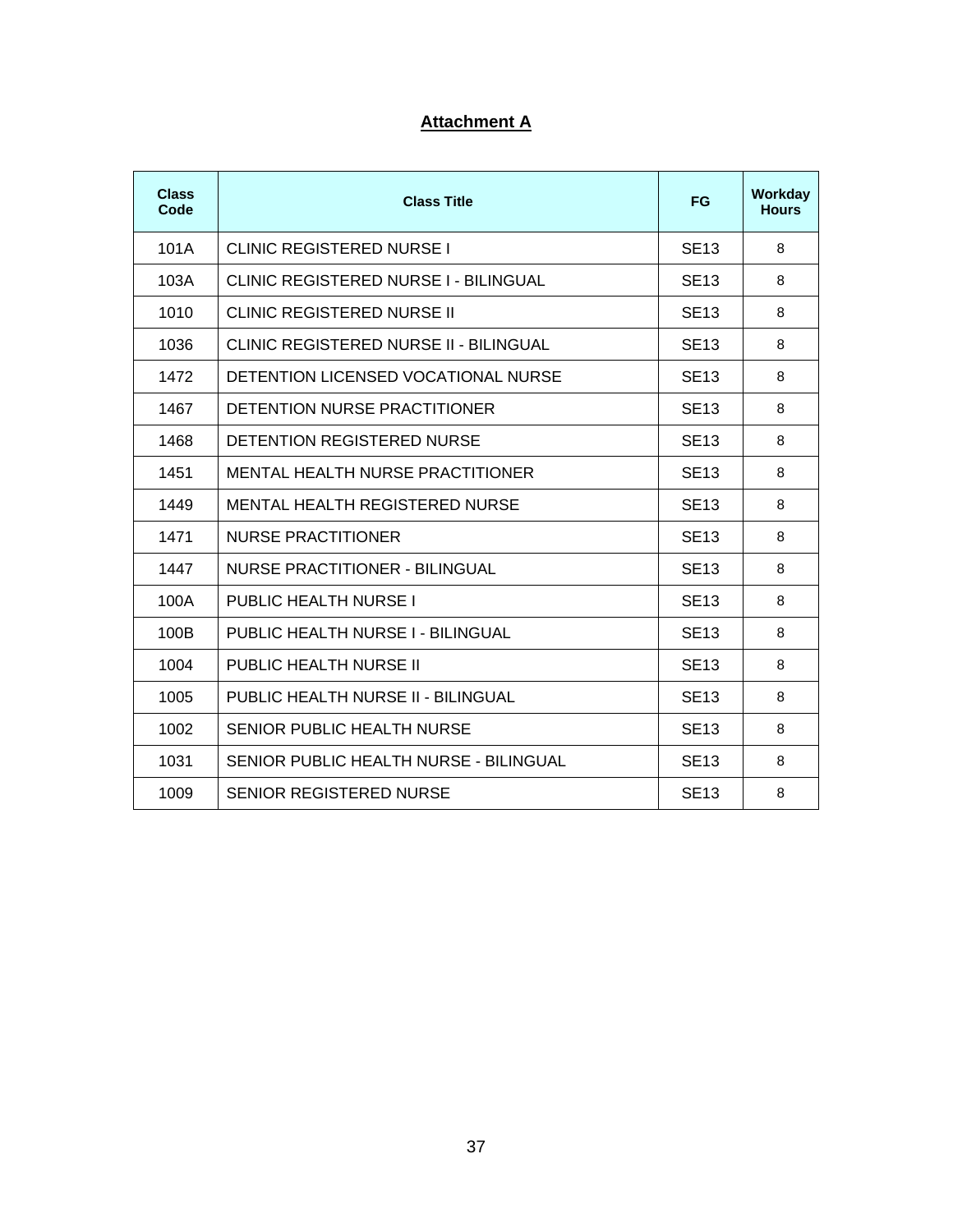## Attachment A

| Class Code | Class Title | FG | Workday Hours |
|---|---|---|---|
| 101A | CLINIC REGISTERED NURSE I | SE13 | 8 |
| 103A | CLINIC REGISTERED NURSE I - BILINGUAL | SE13 | 8 |
| 1010 | CLINIC REGISTERED NURSE II | SE13 | 8 |
| 1036 | CLINIC REGISTERED NURSE II - BILINGUAL | SE13 | 8 |
| 1472 | DETENTION LICENSED VOCATIONAL NURSE | SE13 | 8 |
| 1467 | DETENTION NURSE PRACTITIONER | SE13 | 8 |
| 1468 | DETENTION REGISTERED NURSE | SE13 | 8 |
| 1451 | MENTAL HEALTH NURSE PRACTITIONER | SE13 | 8 |
| 1449 | MENTAL HEALTH REGISTERED NURSE | SE13 | 8 |
| 1471 | NURSE PRACTITIONER | SE13 | 8 |
| 1447 | NURSE PRACTITIONER - BILINGUAL | SE13 | 8 |
| 100A | PUBLIC HEALTH NURSE I | SE13 | 8 |
| 100B | PUBLIC HEALTH NURSE I - BILINGUAL | SE13 | 8 |
| 1004 | PUBLIC HEALTH NURSE II | SE13 | 8 |
| 1005 | PUBLIC HEALTH NURSE II - BILINGUAL | SE13 | 8 |
| 1002 | SENIOR PUBLIC HEALTH NURSE | SE13 | 8 |
| 1031 | SENIOR PUBLIC HEALTH NURSE - BILINGUAL | SE13 | 8 |
| 1009 | SENIOR REGISTERED NURSE | SE13 | 8 |